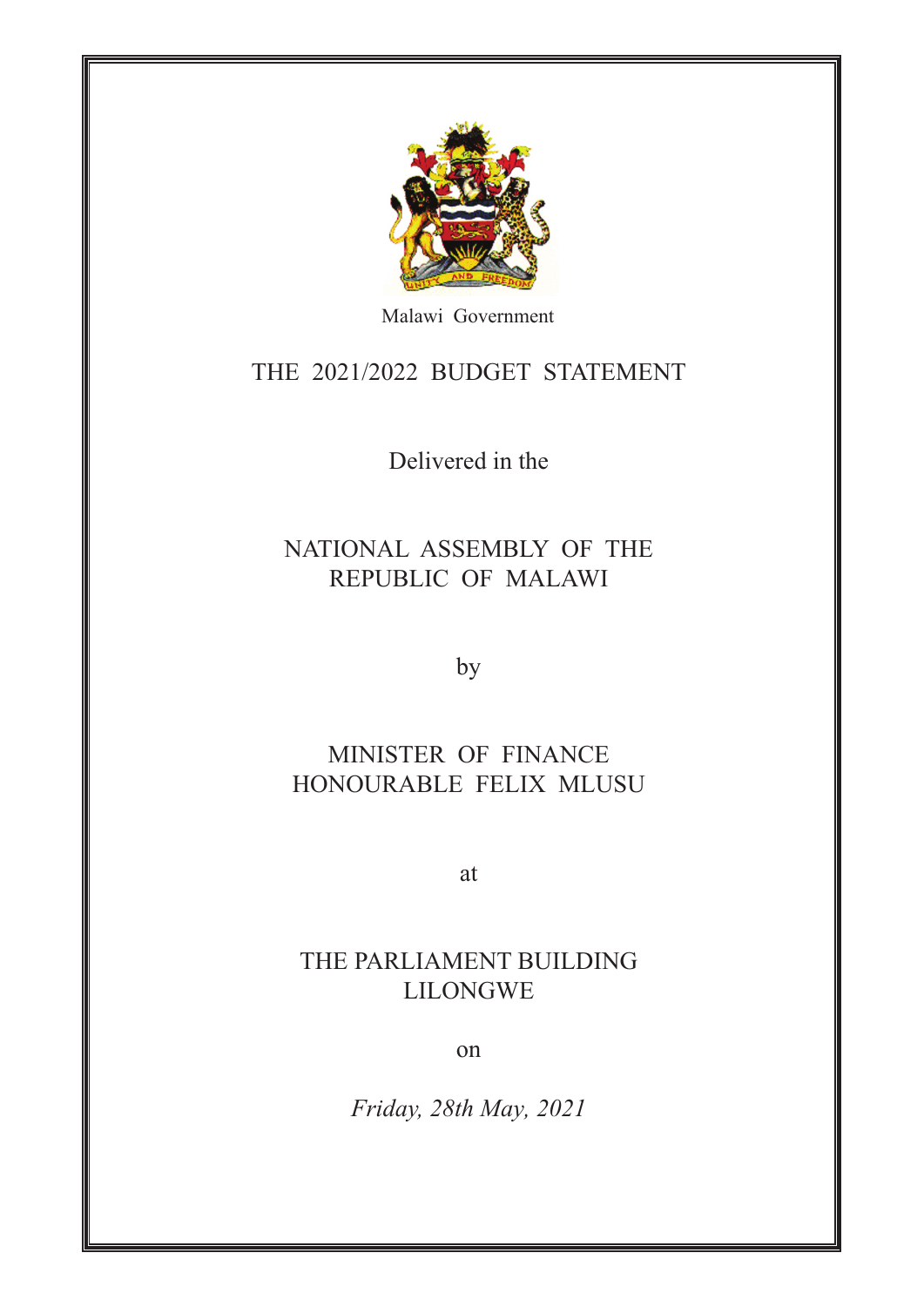Malawi Government

# THE 2021/2022 BUDGET STATEMENT

Delivered in the

NATIONAL ASSEMBLY OF THE REPUBLIC OF MALAWI

by

MINISTER OF FINANCE
HONOURABLE FELIX MLUSU

at

THE PARLIAMENT BUILDING
LILONGWE

on

*Friday, 28th May, 2021*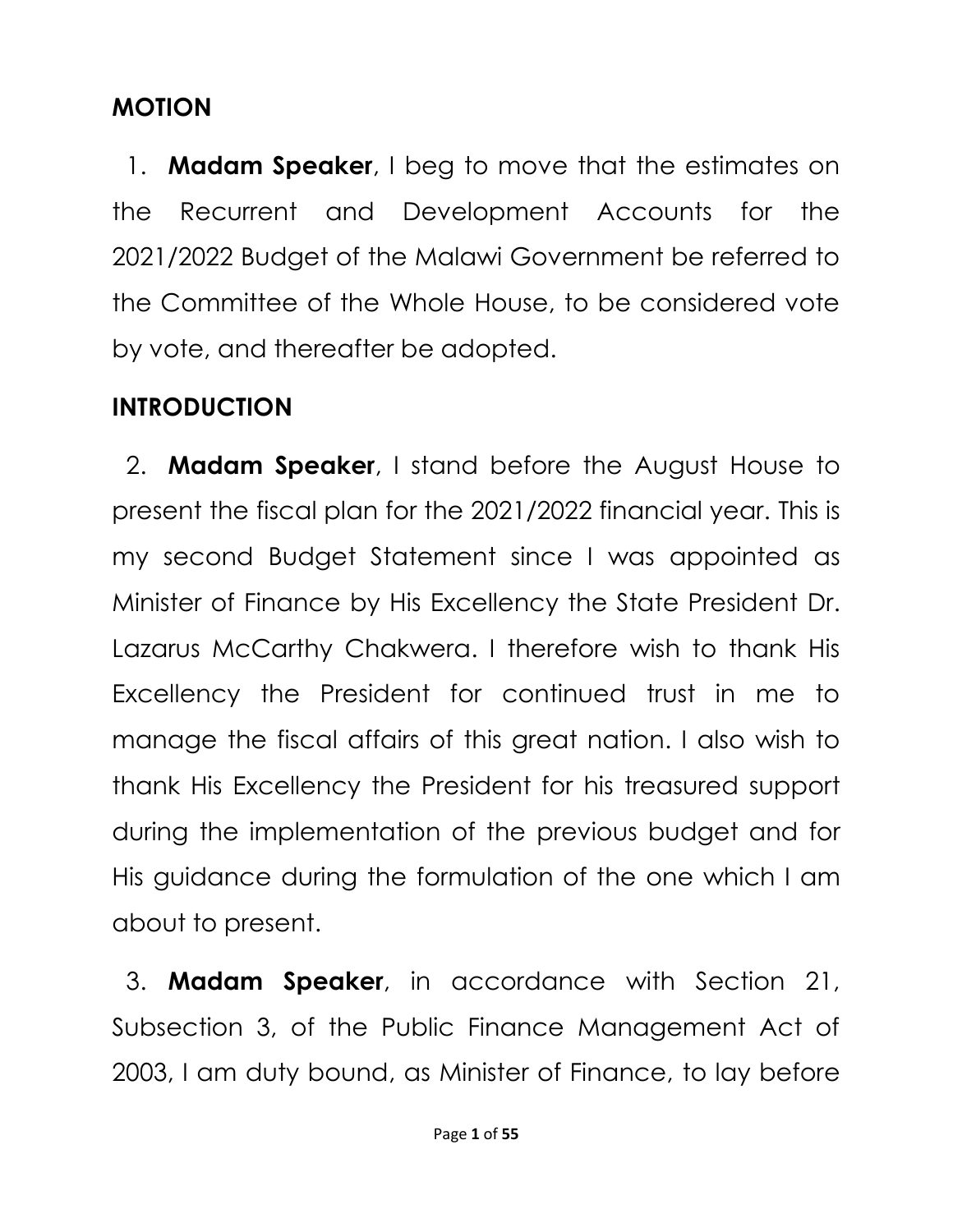## MOTION

1. **Madam Speaker**, I beg to move that the estimates on the Recurrent and Development Accounts for the 2021/2022 Budget of the Malawi Government be referred to the Committee of the Whole House, to be considered vote by vote, and thereafter be adopted.

## INTRODUCTION

2. **Madam Speaker**, I stand before the August House to present the fiscal plan for the 2021/2022 financial year. This is my second Budget Statement since I was appointed as Minister of Finance by His Excellency the State President Dr. Lazarus McCarthy Chakwera. I therefore wish to thank His Excellency the President for continued trust in me to manage the fiscal affairs of this great nation. I also wish to thank His Excellency the President for his treasured support during the implementation of the previous budget and for His guidance during the formulation of the one which I am about to present.

3. **Madam Speaker**, in accordance with Section 21, Subsection 3, of the Public Finance Management Act of 2003, I am duty bound, as Minister of Finance, to lay before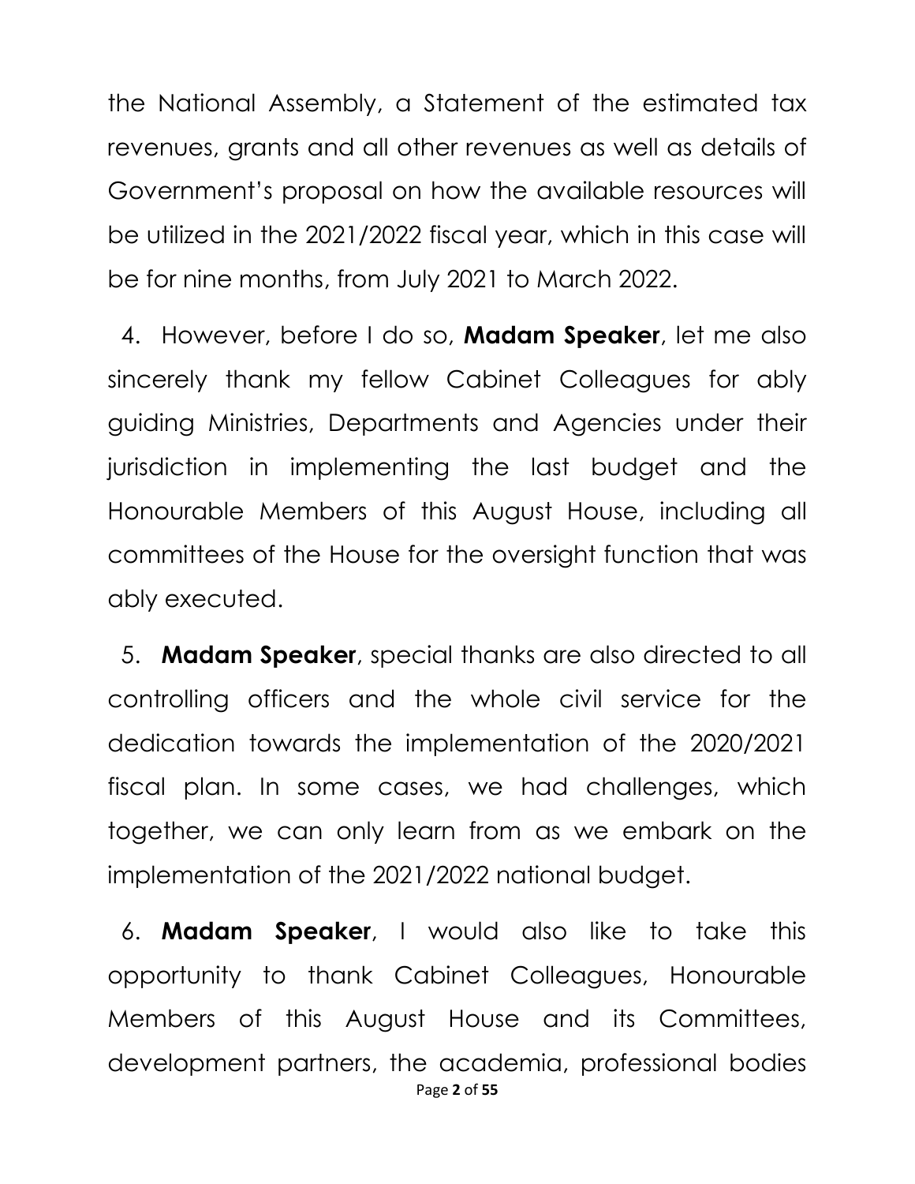the National Assembly, a Statement of the estimated tax revenues, grants and all other revenues as well as details of Government's proposal on how the available resources will be utilized in the 2021/2022 fiscal year, which in this case will be for nine months, from July 2021 to March 2022.

4. However, before I do so, **Madam Speaker**, let me also sincerely thank my fellow Cabinet Colleagues for ably guiding Ministries, Departments and Agencies under their jurisdiction in implementing the last budget and the Honourable Members of this August House, including all committees of the House for the oversight function that was ably executed.

5. **Madam Speaker**, special thanks are also directed to all controlling officers and the whole civil service for the dedication towards the implementation of the 2020/2021 fiscal plan. In some cases, we had challenges, which together, we can only learn from as we embark on the implementation of the 2021/2022 national budget.

6. **Madam Speaker**, I would also like to take this opportunity to thank Cabinet Colleagues, Honourable Members of this August House and its Committees, development partners, the academia, professional bodies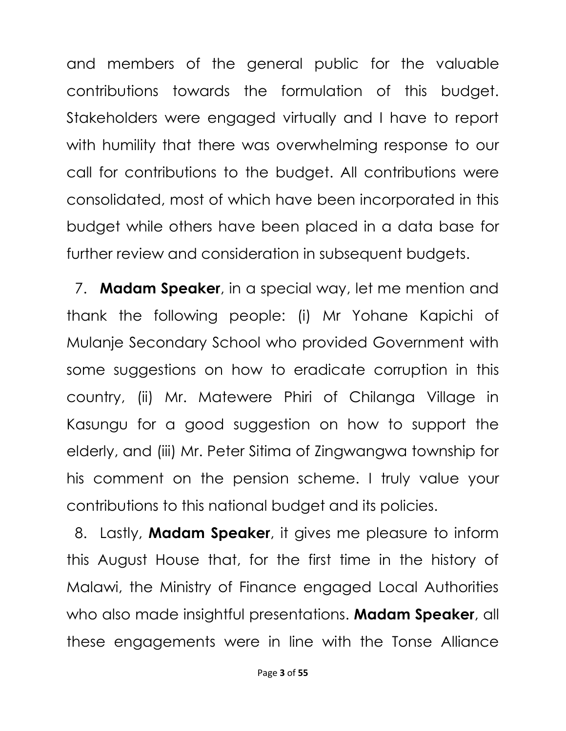and members of the general public for the valuable contributions towards the formulation of this budget. Stakeholders were engaged virtually and I have to report with humility that there was overwhelming response to our call for contributions to the budget. All contributions were consolidated, most of which have been incorporated in this budget while others have been placed in a data base for further review and consideration in subsequent budgets.

7. **Madam Speaker**, in a special way, let me mention and thank the following people: (i) Mr Yohane Kapichi of Mulanje Secondary School who provided Government with some suggestions on how to eradicate corruption in this country, (ii) Mr. Matewere Phiri of Chilanga Village in Kasungu for a good suggestion on how to support the elderly, and (iii) Mr. Peter Sitima of Zingwangwa township for his comment on the pension scheme. I truly value your contributions to this national budget and its policies.

8. Lastly, **Madam Speaker**, it gives me pleasure to inform this August House that, for the first time in the history of Malawi, the Ministry of Finance engaged Local Authorities who also made insightful presentations. **Madam Speaker**, all these engagements were in line with the Tonse Alliance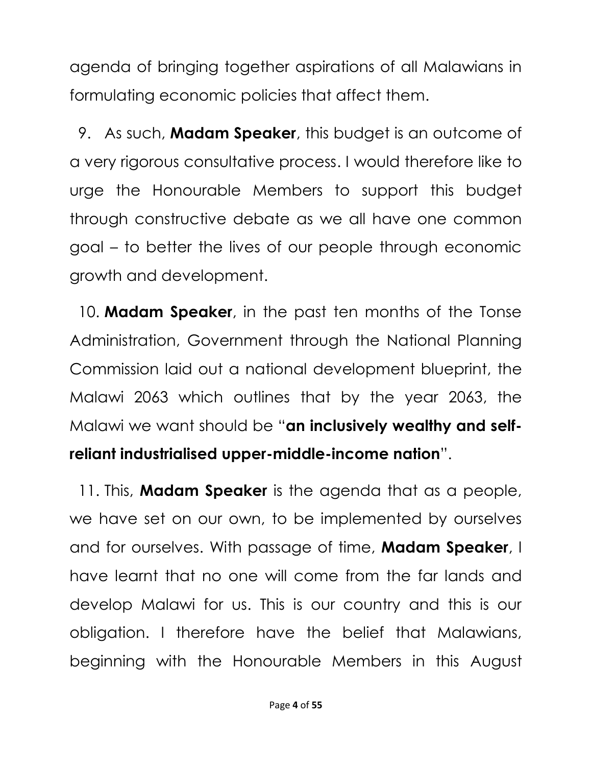agenda of bringing together aspirations of all Malawians in formulating economic policies that affect them.

9. As such, **Madam Speaker**, this budget is an outcome of a very rigorous consultative process. I would therefore like to urge the Honourable Members to support this budget through constructive debate as we all have one common goal – to better the lives of our people through economic growth and development.

10. **Madam Speaker**, in the past ten months of the Tonse Administration, Government through the National Planning Commission laid out a national development blueprint, the Malawi 2063 which outlines that by the year 2063, the Malawi we want should be "**an inclusively wealthy and self-reliant industrialised upper-middle-income nation**".

11. This, **Madam Speaker** is the agenda that as a people, we have set on our own, to be implemented by ourselves and for ourselves. With passage of time, **Madam Speaker**, I have learnt that no one will come from the far lands and develop Malawi for us. This is our country and this is our obligation. I therefore have the belief that Malawians, beginning with the Honourable Members in this August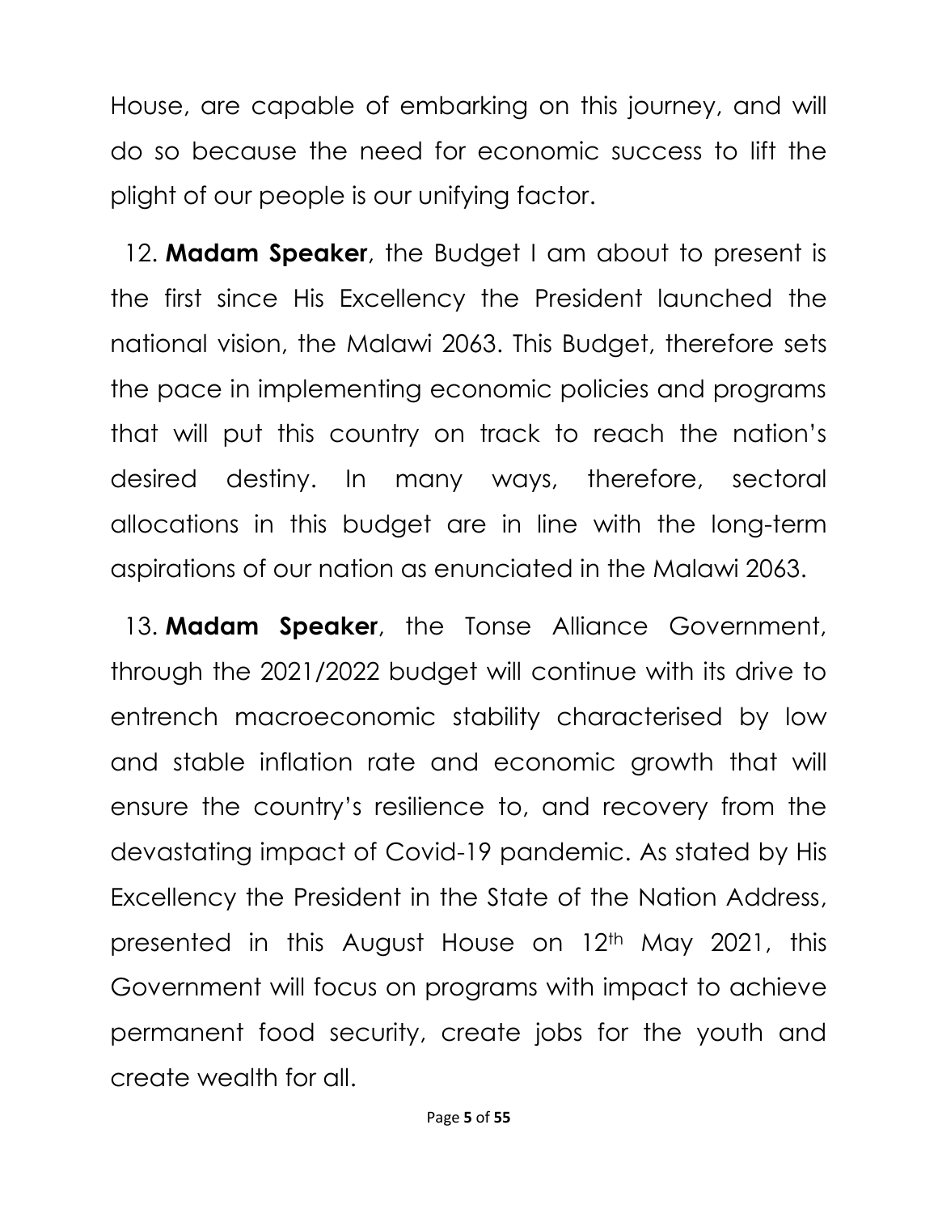House, are capable of embarking on this journey, and will do so because the need for economic success to lift the plight of our people is our unifying factor.

12. **Madam Speaker**, the Budget I am about to present is the first since His Excellency the President launched the national vision, the Malawi 2063. This Budget, therefore sets the pace in implementing economic policies and programs that will put this country on track to reach the nation's desired destiny. In many ways, therefore, sectoral allocations in this budget are in line with the long-term aspirations of our nation as enunciated in the Malawi 2063.

13. **Madam Speaker**, the Tonse Alliance Government, through the 2021/2022 budget will continue with its drive to entrench macroeconomic stability characterised by low and stable inflation rate and economic growth that will ensure the country's resilience to, and recovery from the devastating impact of Covid-19 pandemic. As stated by His Excellency the President in the State of the Nation Address, presented in this August House on 12th May 2021, this Government will focus on programs with impact to achieve permanent food security, create jobs for the youth and create wealth for all.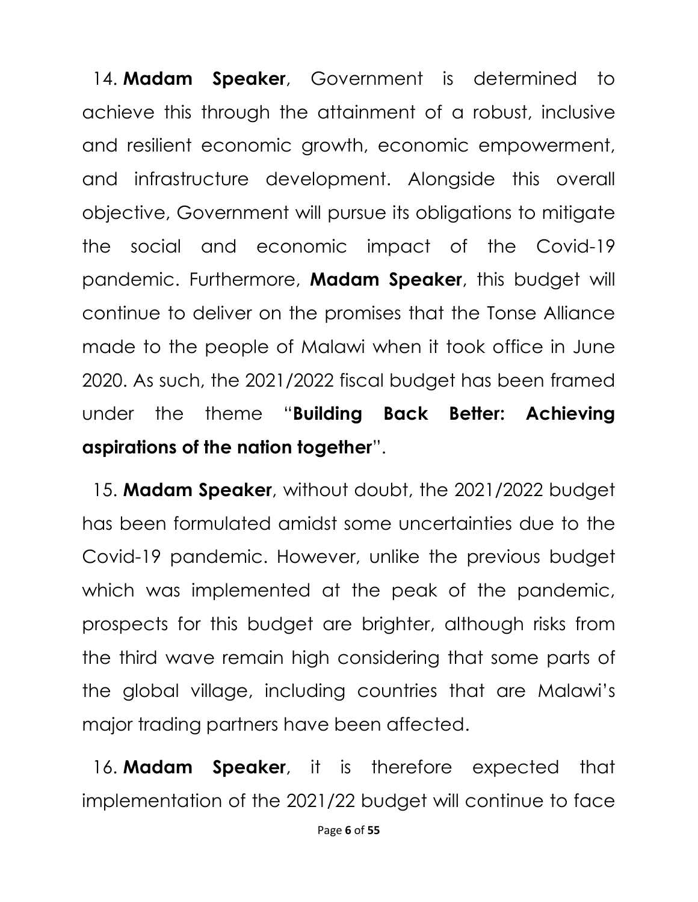14. **Madam Speaker**, Government is determined to achieve this through the attainment of a robust, inclusive and resilient economic growth, economic empowerment, and infrastructure development. Alongside this overall objective, Government will pursue its obligations to mitigate the social and economic impact of the Covid-19 pandemic. Furthermore, **Madam Speaker**, this budget will continue to deliver on the promises that the Tonse Alliance made to the people of Malawi when it took office in June 2020. As such, the 2021/2022 fiscal budget has been framed under the theme "**Building Back Better: Achieving aspirations of the nation together**".

15. **Madam Speaker**, without doubt, the 2021/2022 budget has been formulated amidst some uncertainties due to the Covid-19 pandemic. However, unlike the previous budget which was implemented at the peak of the pandemic, prospects for this budget are brighter, although risks from the third wave remain high considering that some parts of the global village, including countries that are Malawi's major trading partners have been affected.

16. **Madam Speaker**, it is therefore expected that implementation of the 2021/22 budget will continue to face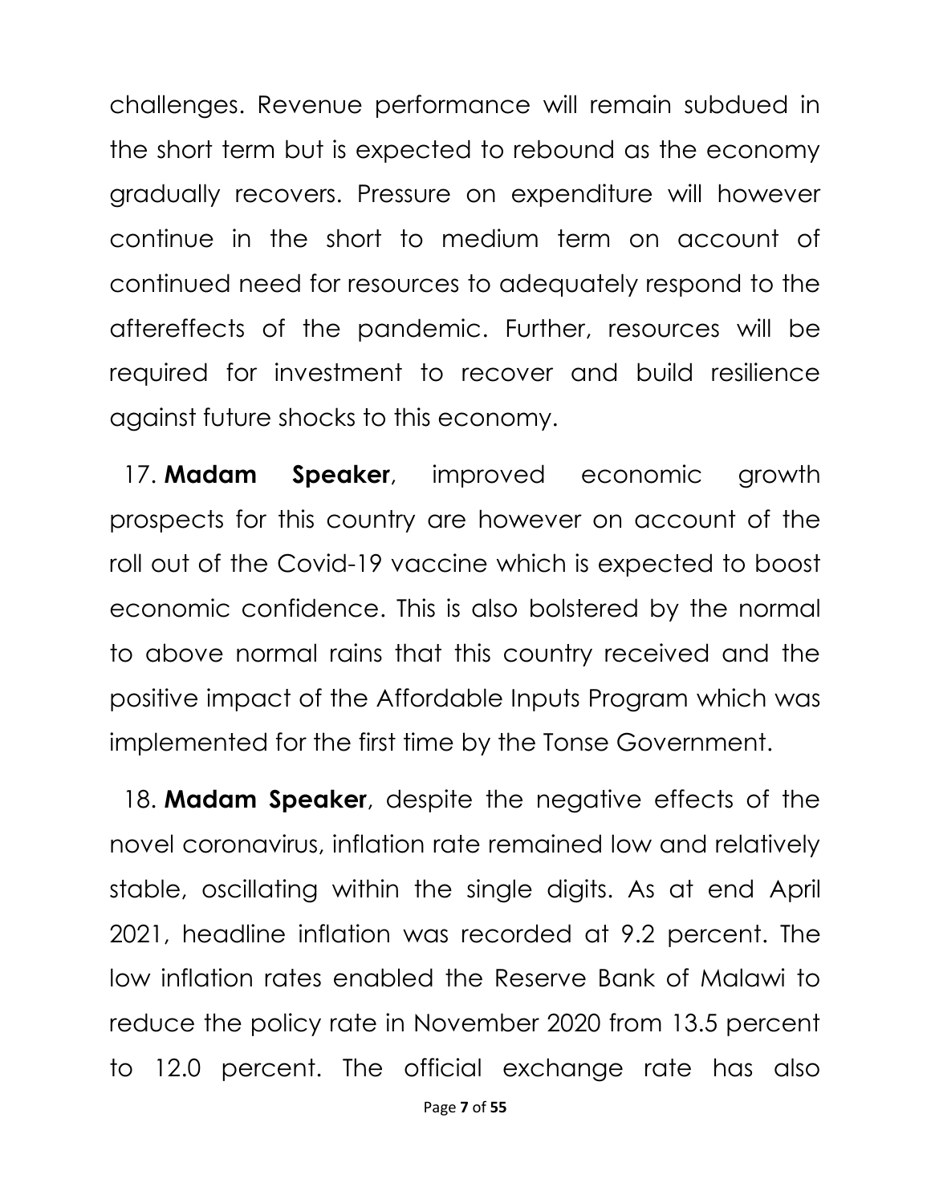challenges. Revenue performance will remain subdued in the short term but is expected to rebound as the economy gradually recovers. Pressure on expenditure will however continue in the short to medium term on account of continued need for resources to adequately respond to the aftereffects of the pandemic. Further, resources will be required for investment to recover and build resilience against future shocks to this economy.

17. **Madam Speaker**, improved economic growth prospects for this country are however on account of the roll out of the Covid-19 vaccine which is expected to boost economic confidence. This is also bolstered by the normal to above normal rains that this country received and the positive impact of the Affordable Inputs Program which was implemented for the first time by the Tonse Government.

18. **Madam Speaker**, despite the negative effects of the novel coronavirus, inflation rate remained low and relatively stable, oscillating within the single digits. As at end April 2021, headline inflation was recorded at 9.2 percent. The low inflation rates enabled the Reserve Bank of Malawi to reduce the policy rate in November 2020 from 13.5 percent to 12.0 percent. The official exchange rate has also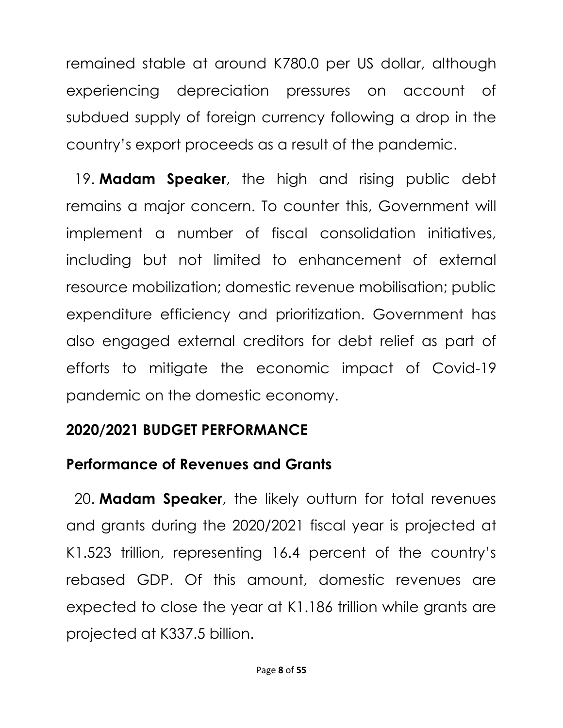remained stable at around K780.0 per US dollar, although experiencing depreciation pressures on account of subdued supply of foreign currency following a drop in the country's export proceeds as a result of the pandemic.

19. **Madam Speaker**, the high and rising public debt remains a major concern. To counter this, Government will implement a number of fiscal consolidation initiatives, including but not limited to enhancement of external resource mobilization; domestic revenue mobilisation; public expenditure efficiency and prioritization. Government has also engaged external creditors for debt relief as part of efforts to mitigate the economic impact of Covid-19 pandemic on the domestic economy.

## 2020/2021 BUDGET PERFORMANCE

### Performance of Revenues and Grants

20. **Madam Speaker**, the likely outturn for total revenues and grants during the 2020/2021 fiscal year is projected at K1.523 trillion, representing 16.4 percent of the country's rebased GDP. Of this amount, domestic revenues are expected to close the year at K1.186 trillion while grants are projected at K337.5 billion.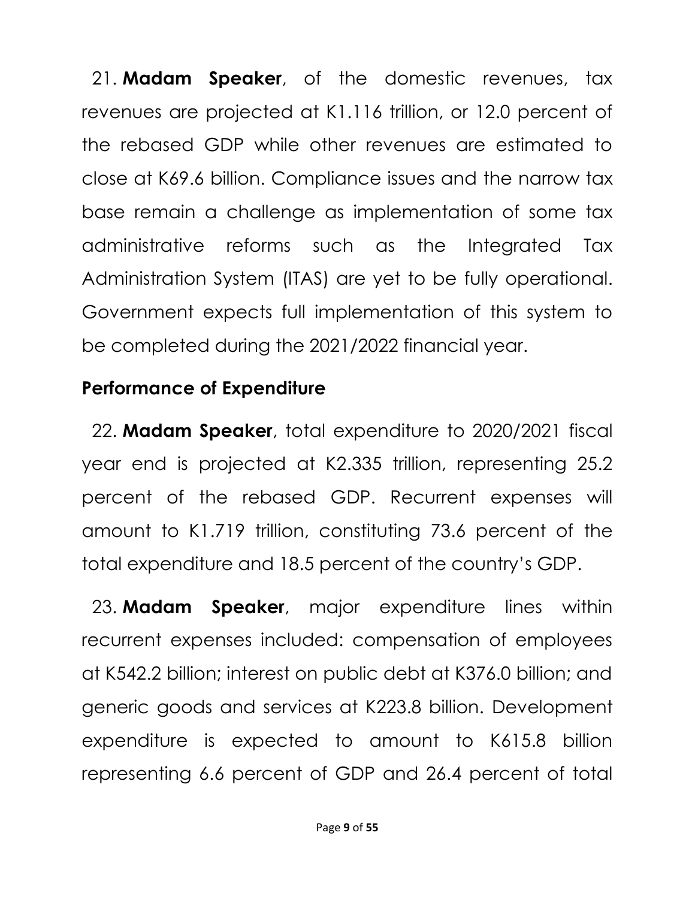21. **Madam Speaker**, of the domestic revenues, tax revenues are projected at K1.116 trillion, or 12.0 percent of the rebased GDP while other revenues are estimated to close at K69.6 billion. Compliance issues and the narrow tax base remain a challenge as implementation of some tax administrative reforms such as the Integrated Tax Administration System (ITAS) are yet to be fully operational. Government expects full implementation of this system to be completed during the 2021/2022 financial year.

**Performance of Expenditure**

22. **Madam Speaker**, total expenditure to 2020/2021 fiscal year end is projected at K2.335 trillion, representing 25.2 percent of the rebased GDP. Recurrent expenses will amount to K1.719 trillion, constituting 73.6 percent of the total expenditure and 18.5 percent of the country's GDP.

23. **Madam Speaker**, major expenditure lines within recurrent expenses included: compensation of employees at K542.2 billion; interest on public debt at K376.0 billion; and generic goods and services at K223.8 billion. Development expenditure is expected to amount to K615.8 billion representing 6.6 percent of GDP and 26.4 percent of total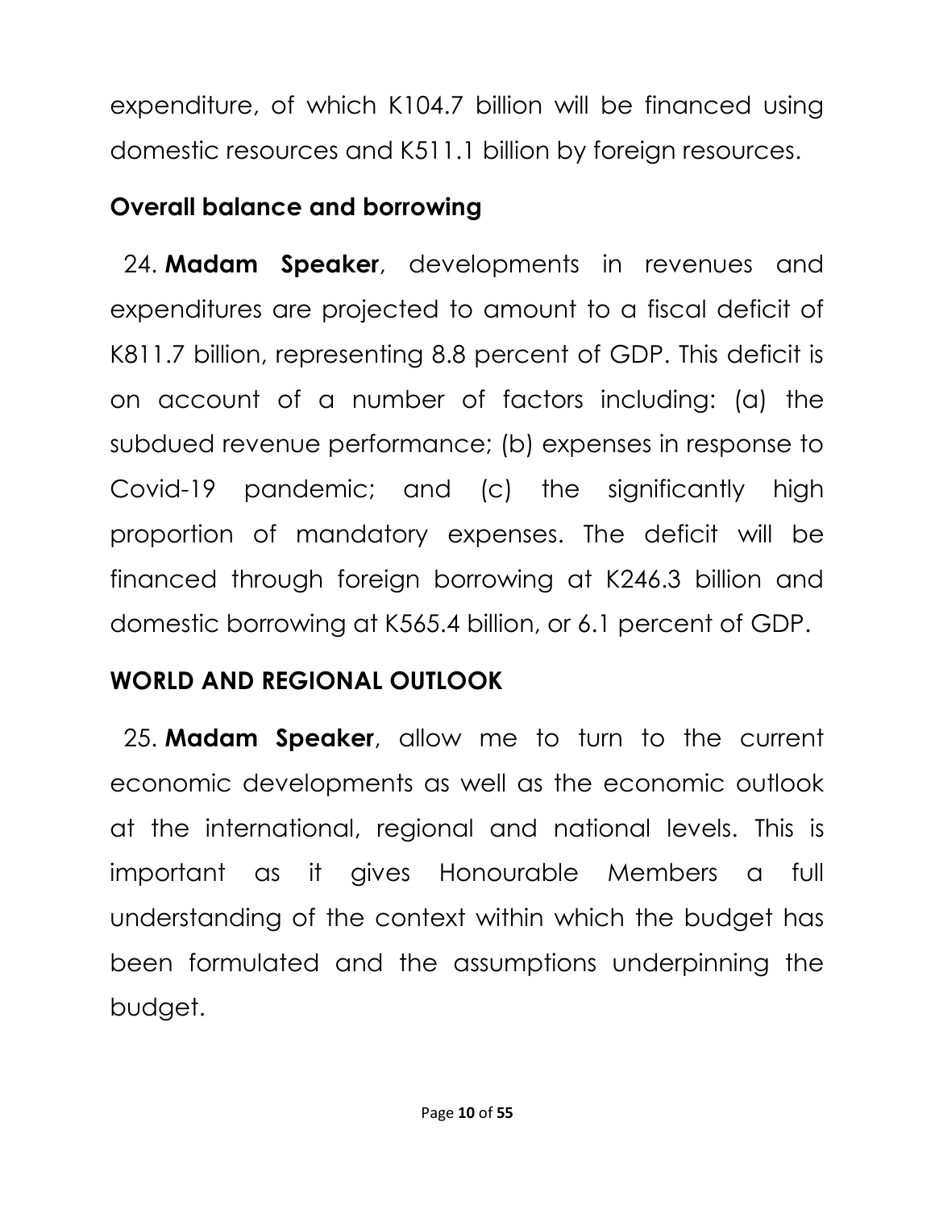expenditure, of which K104.7 billion will be financed using domestic resources and K511.1 billion by foreign resources.

## Overall balance and borrowing

24. **Madam Speaker**, developments in revenues and expenditures are projected to amount to a fiscal deficit of K811.7 billion, representing 8.8 percent of GDP. This deficit is on account of a number of factors including: (a) the subdued revenue performance; (b) expenses in response to Covid-19 pandemic; and (c) the significantly high proportion of mandatory expenses. The deficit will be financed through foreign borrowing at K246.3 billion and domestic borrowing at K565.4 billion, or 6.1 percent of GDP.

## WORLD AND REGIONAL OUTLOOK

25. **Madam Speaker**, allow me to turn to the current economic developments as well as the economic outlook at the international, regional and national levels. This is important as it gives Honourable Members a full understanding of the context within which the budget has been formulated and the assumptions underpinning the budget.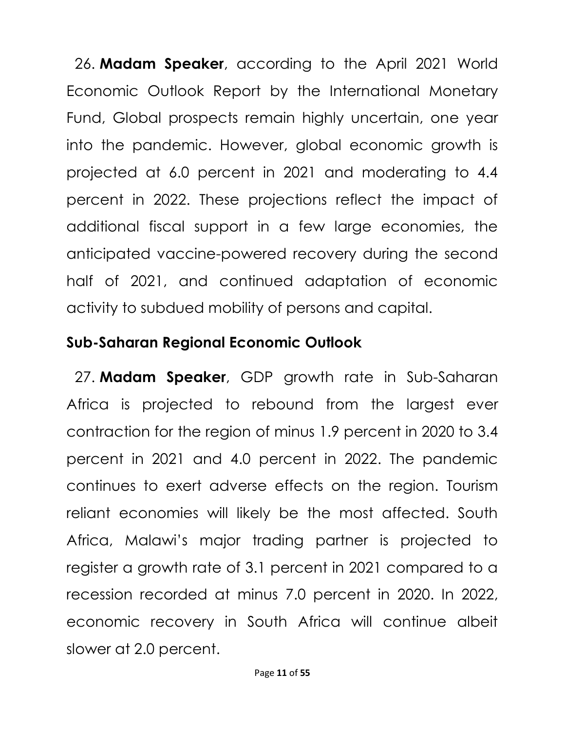26. **Madam Speaker**, according to the April 2021 World Economic Outlook Report by the International Monetary Fund, Global prospects remain highly uncertain, one year into the pandemic. However, global economic growth is projected at 6.0 percent in 2021 and moderating to 4.4 percent in 2022. These projections reflect the impact of additional fiscal support in a few large economies, the anticipated vaccine-powered recovery during the second half of 2021, and continued adaptation of economic activity to subdued mobility of persons and capital.

## Sub-Saharan Regional Economic Outlook

27. **Madam Speaker**, GDP growth rate in Sub-Saharan Africa is projected to rebound from the largest ever contraction for the region of minus 1.9 percent in 2020 to 3.4 percent in 2021 and 4.0 percent in 2022. The pandemic continues to exert adverse effects on the region. Tourism reliant economies will likely be the most affected. South Africa, Malawi's major trading partner is projected to register a growth rate of 3.1 percent in 2021 compared to a recession recorded at minus 7.0 percent in 2020. In 2022, economic recovery in South Africa will continue albeit slower at 2.0 percent.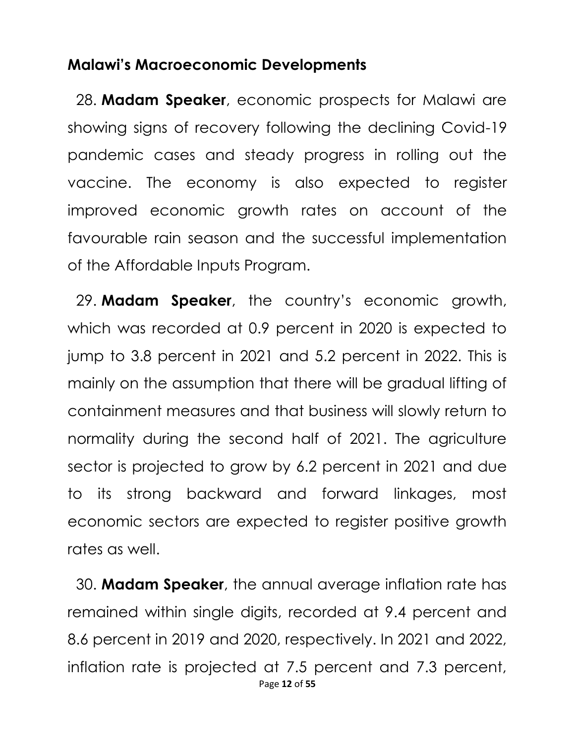## Malawi's Macroeconomic Developments

28. **Madam Speaker**, economic prospects for Malawi are showing signs of recovery following the declining Covid-19 pandemic cases and steady progress in rolling out the vaccine. The economy is also expected to register improved economic growth rates on account of the favourable rain season and the successful implementation of the Affordable Inputs Program.

29. **Madam Speaker**, the country's economic growth, which was recorded at 0.9 percent in 2020 is expected to jump to 3.8 percent in 2021 and 5.2 percent in 2022. This is mainly on the assumption that there will be gradual lifting of containment measures and that business will slowly return to normality during the second half of 2021. The agriculture sector is projected to grow by 6.2 percent in 2021 and due to its strong backward and forward linkages, most economic sectors are expected to register positive growth rates as well.

30. **Madam Speaker**, the annual average inflation rate has remained within single digits, recorded at 9.4 percent and 8.6 percent in 2019 and 2020, respectively. In 2021 and 2022, inflation rate is projected at 7.5 percent and 7.3 percent,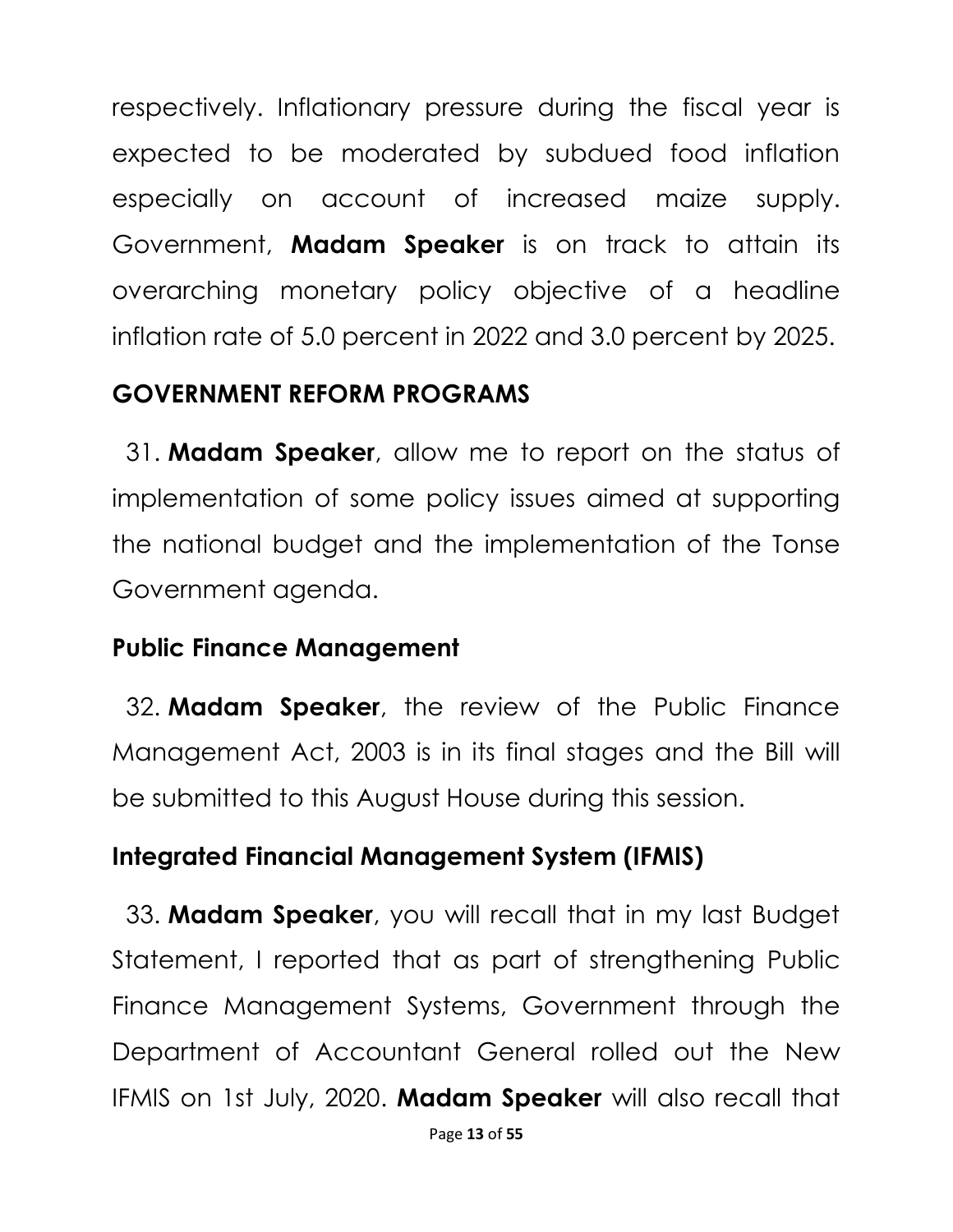respectively. Inflationary pressure during the fiscal year is expected to be moderated by subdued food inflation especially on account of increased maize supply. Government, **Madam Speaker** is on track to attain its overarching monetary policy objective of a headline inflation rate of 5.0 percent in 2022 and 3.0 percent by 2025.

## GOVERNMENT REFORM PROGRAMS

31. **Madam Speaker**, allow me to report on the status of implementation of some policy issues aimed at supporting the national budget and the implementation of the Tonse Government agenda.

### Public Finance Management

32. **Madam Speaker**, the review of the Public Finance Management Act, 2003 is in its final stages and the Bill will be submitted to this August House during this session.

### Integrated Financial Management System (IFMIS)

33. **Madam Speaker**, you will recall that in my last Budget Statement, I reported that as part of strengthening Public Finance Management Systems, Government through the Department of Accountant General rolled out the New IFMIS on 1st July, 2020. **Madam Speaker** will also recall that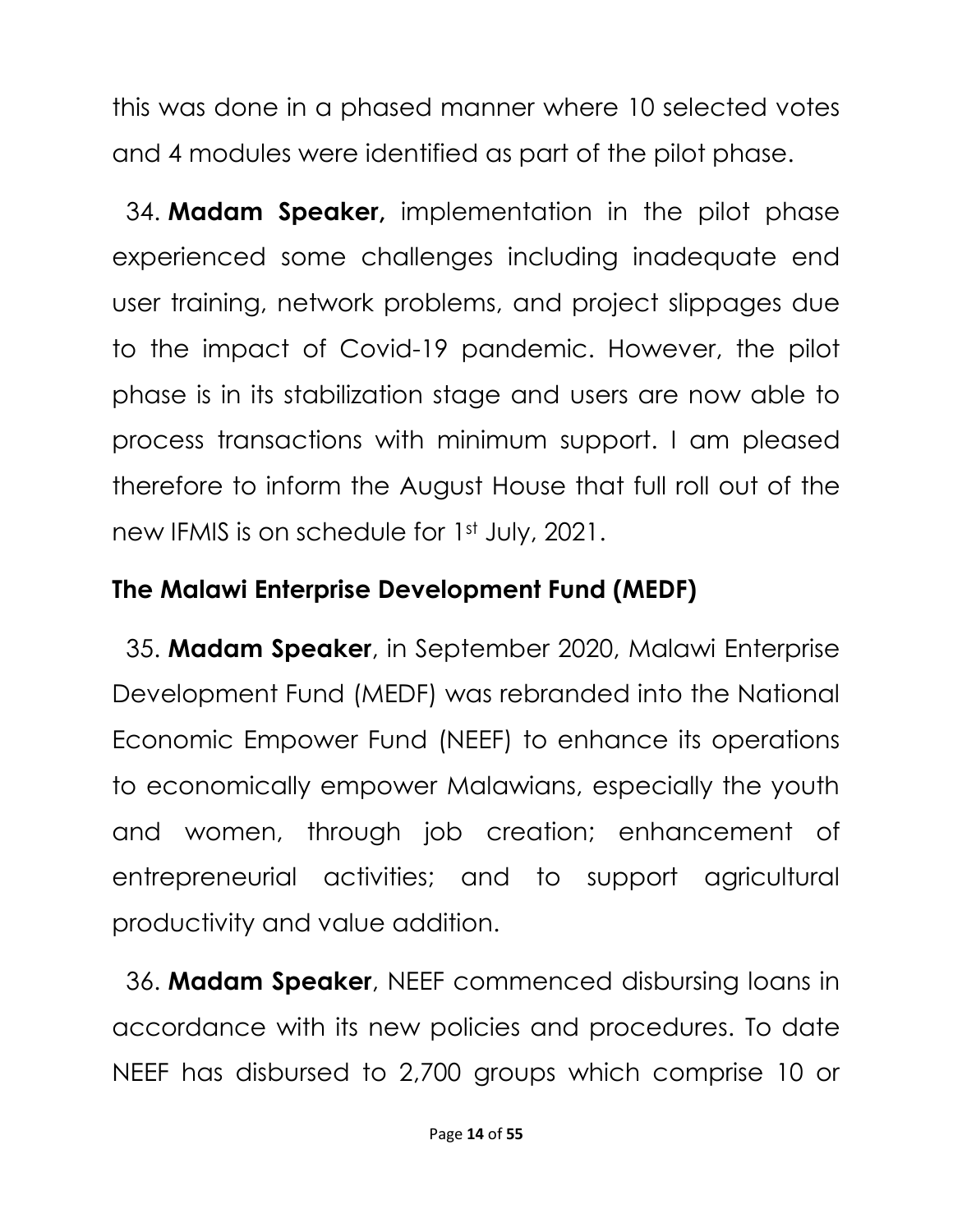this was done in a phased manner where 10 selected votes and 4 modules were identified as part of the pilot phase.

34. **Madam Speaker,** implementation in the pilot phase experienced some challenges including inadequate end user training, network problems, and project slippages due to the impact of Covid-19 pandemic. However, the pilot phase is in its stabilization stage and users are now able to process transactions with minimum support. I am pleased therefore to inform the August House that full roll out of the new IFMIS is on schedule for 1st July, 2021.

## The Malawi Enterprise Development Fund (MEDF)

35. **Madam Speaker**, in September 2020, Malawi Enterprise Development Fund (MEDF) was rebranded into the National Economic Empower Fund (NEEF) to enhance its operations to economically empower Malawians, especially the youth and women, through job creation; enhancement of entrepreneurial activities; and to support agricultural productivity and value addition.

36. **Madam Speaker**, NEEF commenced disbursing loans in accordance with its new policies and procedures. To date NEEF has disbursed to 2,700 groups which comprise 10 or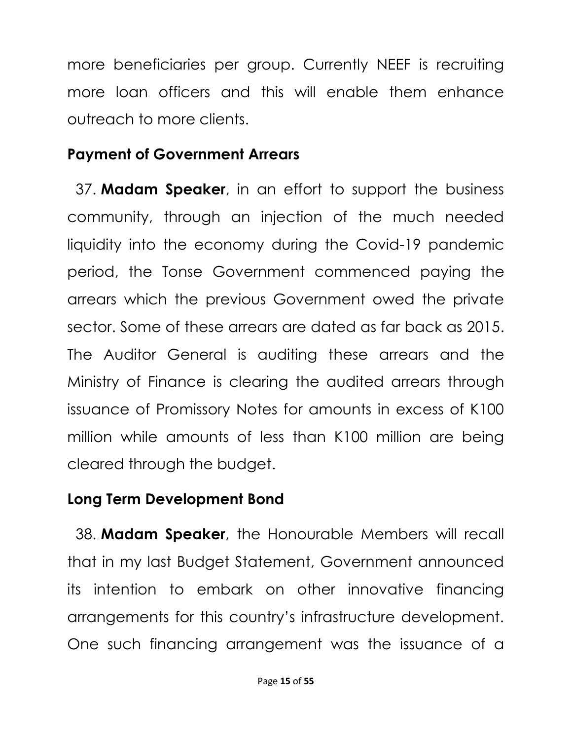more beneficiaries per group. Currently NEEF is recruiting more loan officers and this will enable them enhance outreach to more clients.

### Payment of Government Arrears

37. **Madam Speaker**, in an effort to support the business community, through an injection of the much needed liquidity into the economy during the Covid-19 pandemic period, the Tonse Government commenced paying the arrears which the previous Government owed the private sector. Some of these arrears are dated as far back as 2015. The Auditor General is auditing these arrears and the Ministry of Finance is clearing the audited arrears through issuance of Promissory Notes for amounts in excess of K100 million while amounts of less than K100 million are being cleared through the budget.

### Long Term Development Bond

38. **Madam Speaker**, the Honourable Members will recall that in my last Budget Statement, Government announced its intention to embark on other innovative financing arrangements for this country's infrastructure development. One such financing arrangement was the issuance of a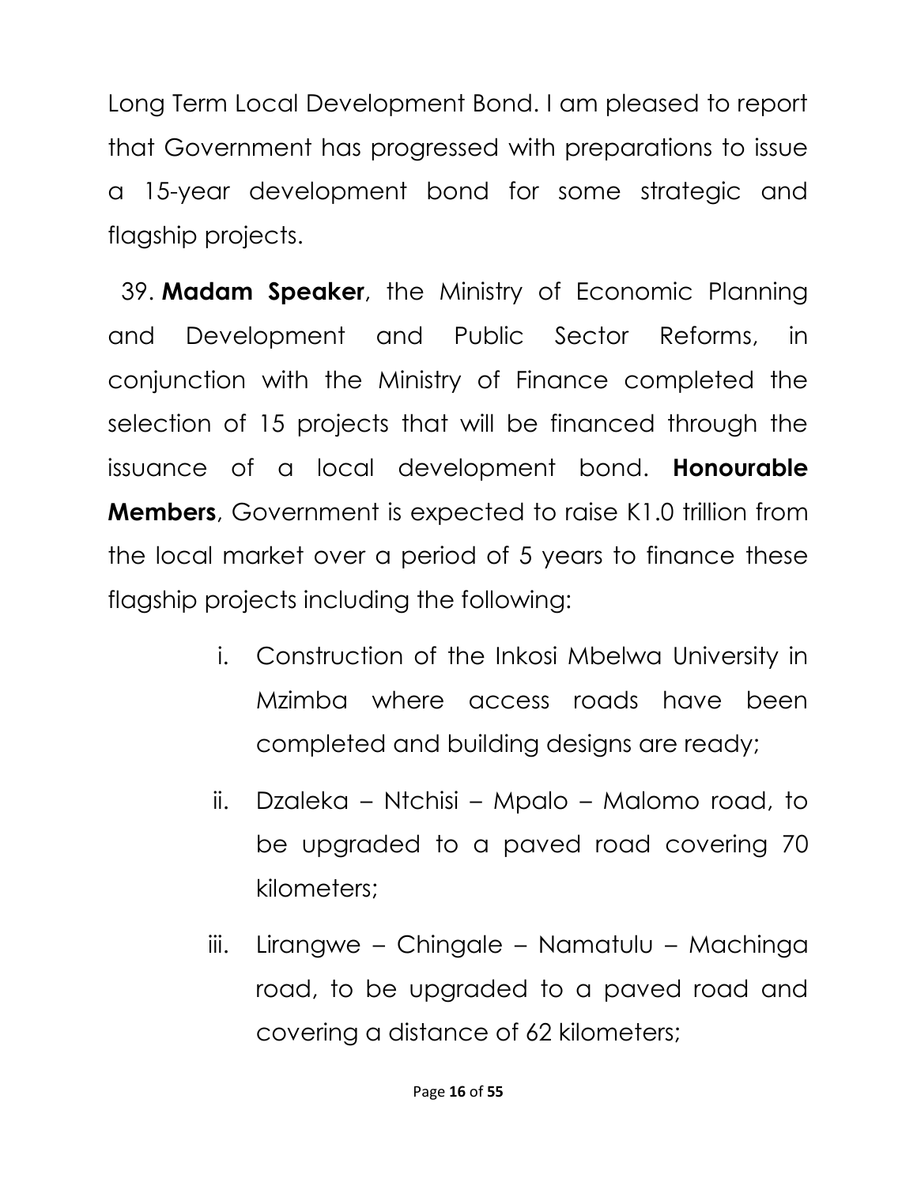Long Term Local Development Bond. I am pleased to report that Government has progressed with preparations to issue a 15-year development bond for some strategic and flagship projects.

39. **Madam Speaker**, the Ministry of Economic Planning and Development and Public Sector Reforms, in conjunction with the Ministry of Finance completed the selection of 15 projects that will be financed through the issuance of a local development bond. **Honourable Members**, Government is expected to raise K1.0 trillion from the local market over a period of 5 years to finance these flagship projects including the following:

i. Construction of the Inkosi Mbelwa University in Mzimba where access roads have been completed and building designs are ready;

ii. Dzaleka – Ntchisi – Mpalo – Malomo road, to be upgraded to a paved road covering 70 kilometers;

iii. Lirangwe – Chingale – Namatulu – Machinga road, to be upgraded to a paved road and covering a distance of 62 kilometers;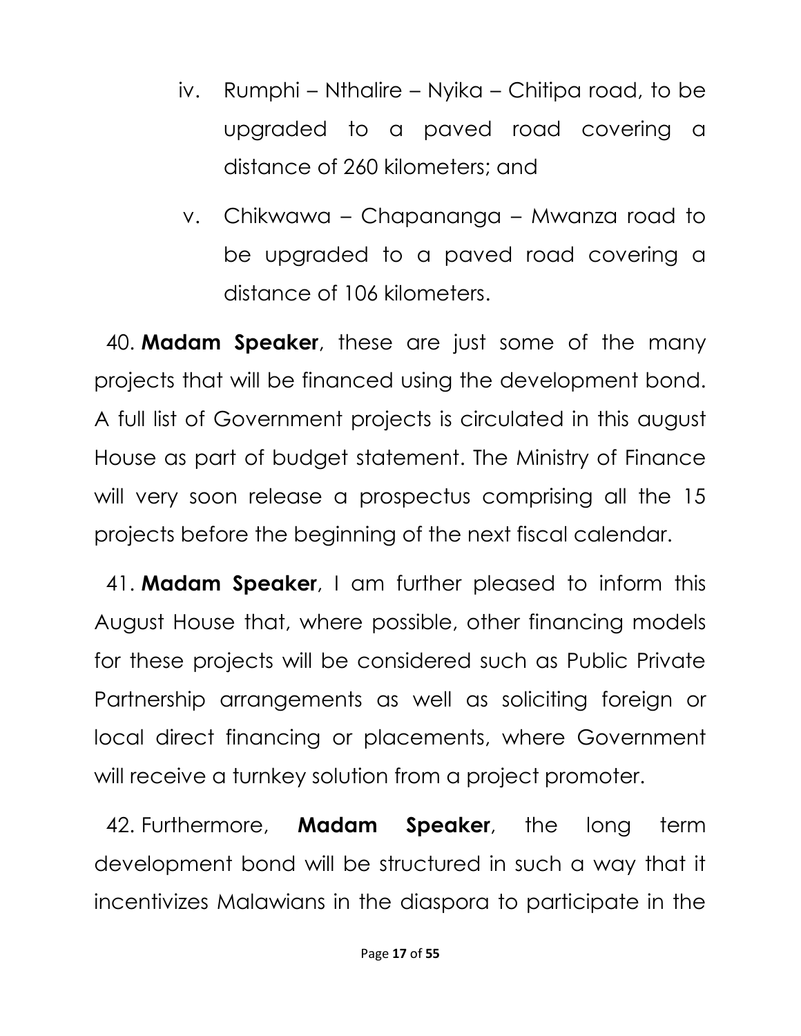iv. Rumphi – Nthalire – Nyika – Chitipa road, to be upgraded to a paved road covering a distance of 260 kilometers; and

v. Chikwawa – Chapananga – Mwanza road to be upgraded to a paved road covering a distance of 106 kilometers.

40. **Madam Speaker**, these are just some of the many projects that will be financed using the development bond. A full list of Government projects is circulated in this august House as part of budget statement. The Ministry of Finance will very soon release a prospectus comprising all the 15 projects before the beginning of the next fiscal calendar.

41. **Madam Speaker**, I am further pleased to inform this August House that, where possible, other financing models for these projects will be considered such as Public Private Partnership arrangements as well as soliciting foreign or local direct financing or placements, where Government will receive a turnkey solution from a project promoter.

42. Furthermore, **Madam Speaker**, the long term development bond will be structured in such a way that it incentivizes Malawians in the diaspora to participate in the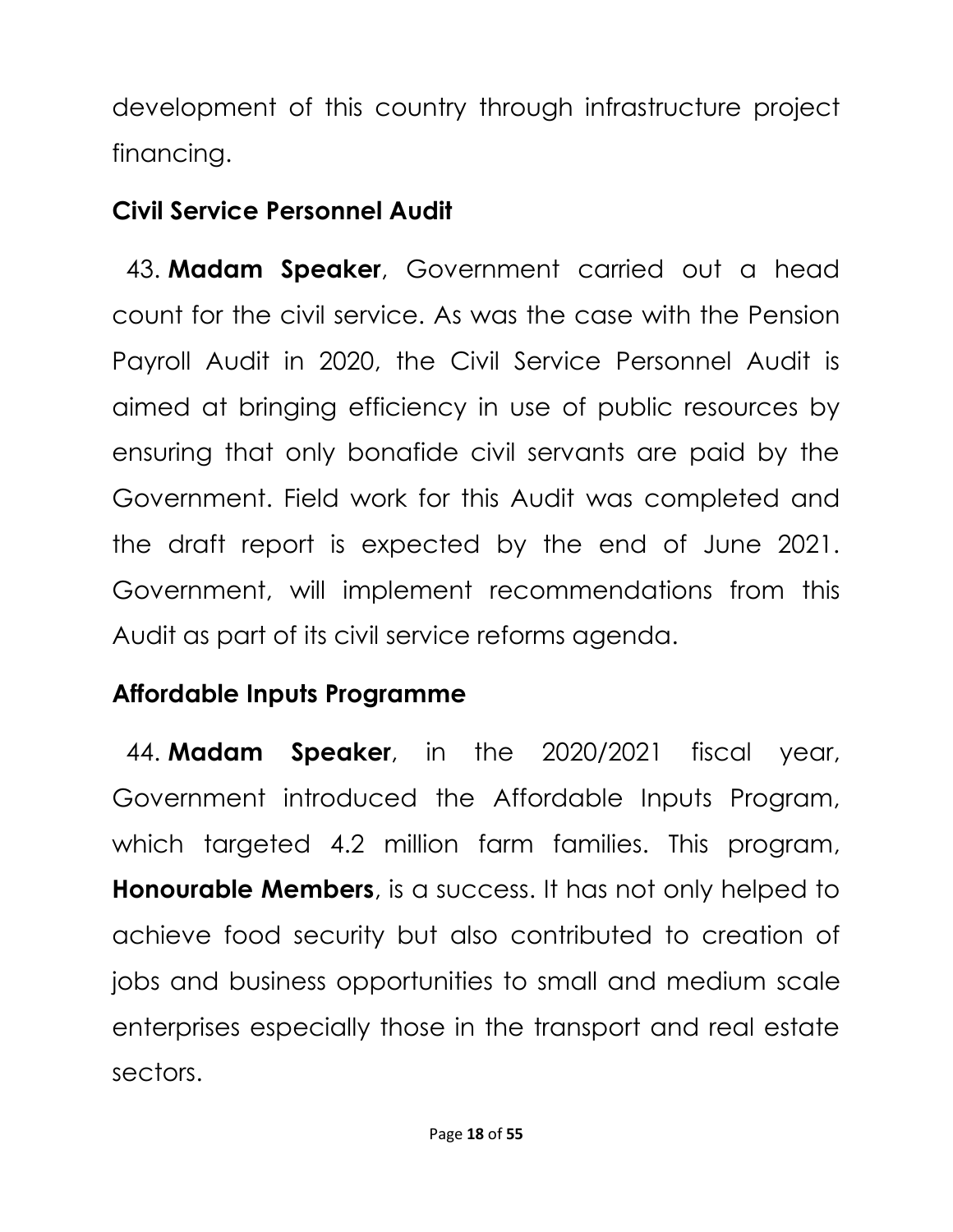development of this country through infrastructure project financing.

## Civil Service Personnel Audit

43. **Madam Speaker**, Government carried out a head count for the civil service. As was the case with the Pension Payroll Audit in 2020, the Civil Service Personnel Audit is aimed at bringing efficiency in use of public resources by ensuring that only bonafide civil servants are paid by the Government. Field work for this Audit was completed and the draft report is expected by the end of June 2021. Government, will implement recommendations from this Audit as part of its civil service reforms agenda.

## Affordable Inputs Programme

44. **Madam Speaker**, in the 2020/2021 fiscal year, Government introduced the Affordable Inputs Program, which targeted 4.2 million farm families. This program, **Honourable Members**, is a success. It has not only helped to achieve food security but also contributed to creation of jobs and business opportunities to small and medium scale enterprises especially those in the transport and real estate sectors.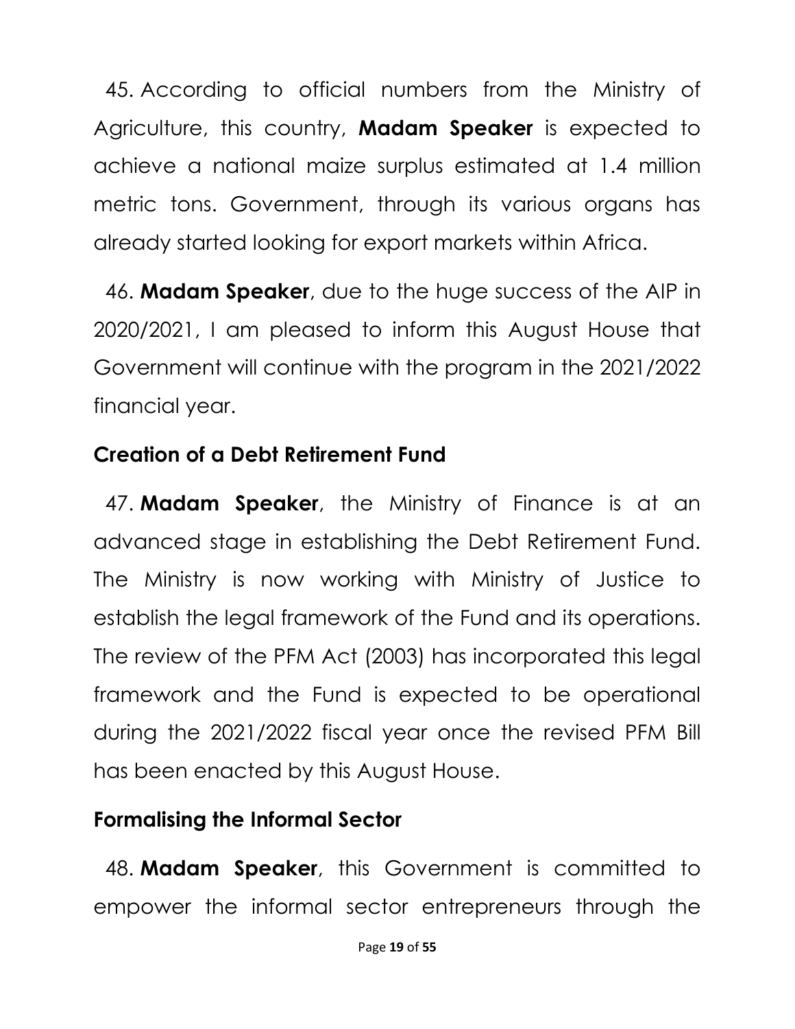45. According to official numbers from the Ministry of Agriculture, this country, **Madam Speaker** is expected to achieve a national maize surplus estimated at 1.4 million metric tons. Government, through its various organs has already started looking for export markets within Africa.

46. **Madam Speaker**, due to the huge success of the AIP in 2020/2021, I am pleased to inform this August House that Government will continue with the program in the 2021/2022 financial year.

## Creation of a Debt Retirement Fund

47. **Madam Speaker**, the Ministry of Finance is at an advanced stage in establishing the Debt Retirement Fund. The Ministry is now working with Ministry of Justice to establish the legal framework of the Fund and its operations. The review of the PFM Act (2003) has incorporated this legal framework and the Fund is expected to be operational during the 2021/2022 fiscal year once the revised PFM Bill has been enacted by this August House.

## Formalising the Informal Sector

48. **Madam Speaker**, this Government is committed to empower the informal sector entrepreneurs through the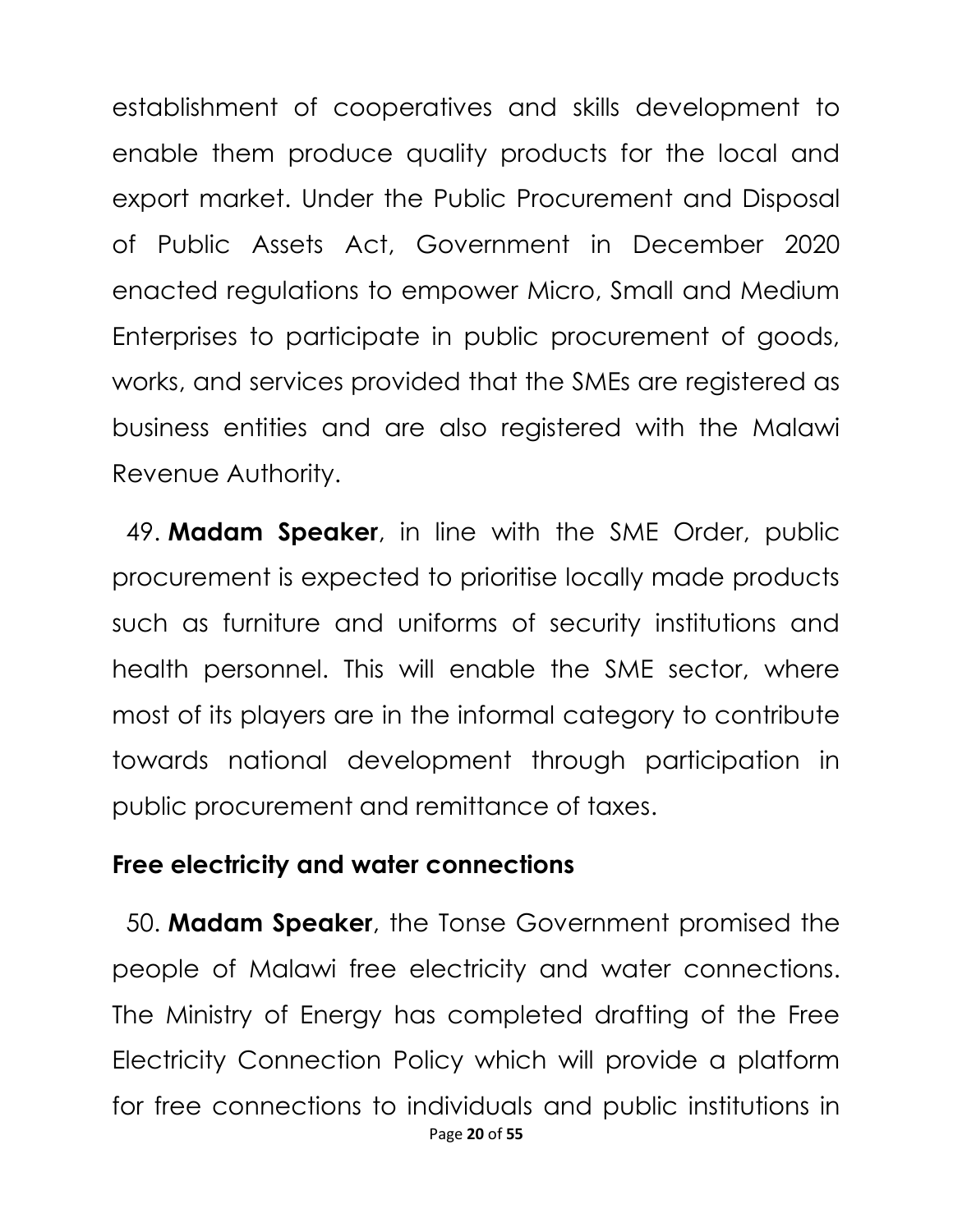establishment of cooperatives and skills development to enable them produce quality products for the local and export market. Under the Public Procurement and Disposal of Public Assets Act, Government in December 2020 enacted regulations to empower Micro, Small and Medium Enterprises to participate in public procurement of goods, works, and services provided that the SMEs are registered as business entities and are also registered with the Malawi Revenue Authority.

49. **Madam Speaker**, in line with the SME Order, public procurement is expected to prioritise locally made products such as furniture and uniforms of security institutions and health personnel. This will enable the SME sector, where most of its players are in the informal category to contribute towards national development through participation in public procurement and remittance of taxes.

## Free electricity and water connections

50. **Madam Speaker**, the Tonse Government promised the people of Malawi free electricity and water connections. The Ministry of Energy has completed drafting of the Free Electricity Connection Policy which will provide a platform for free connections to individuals and public institutions in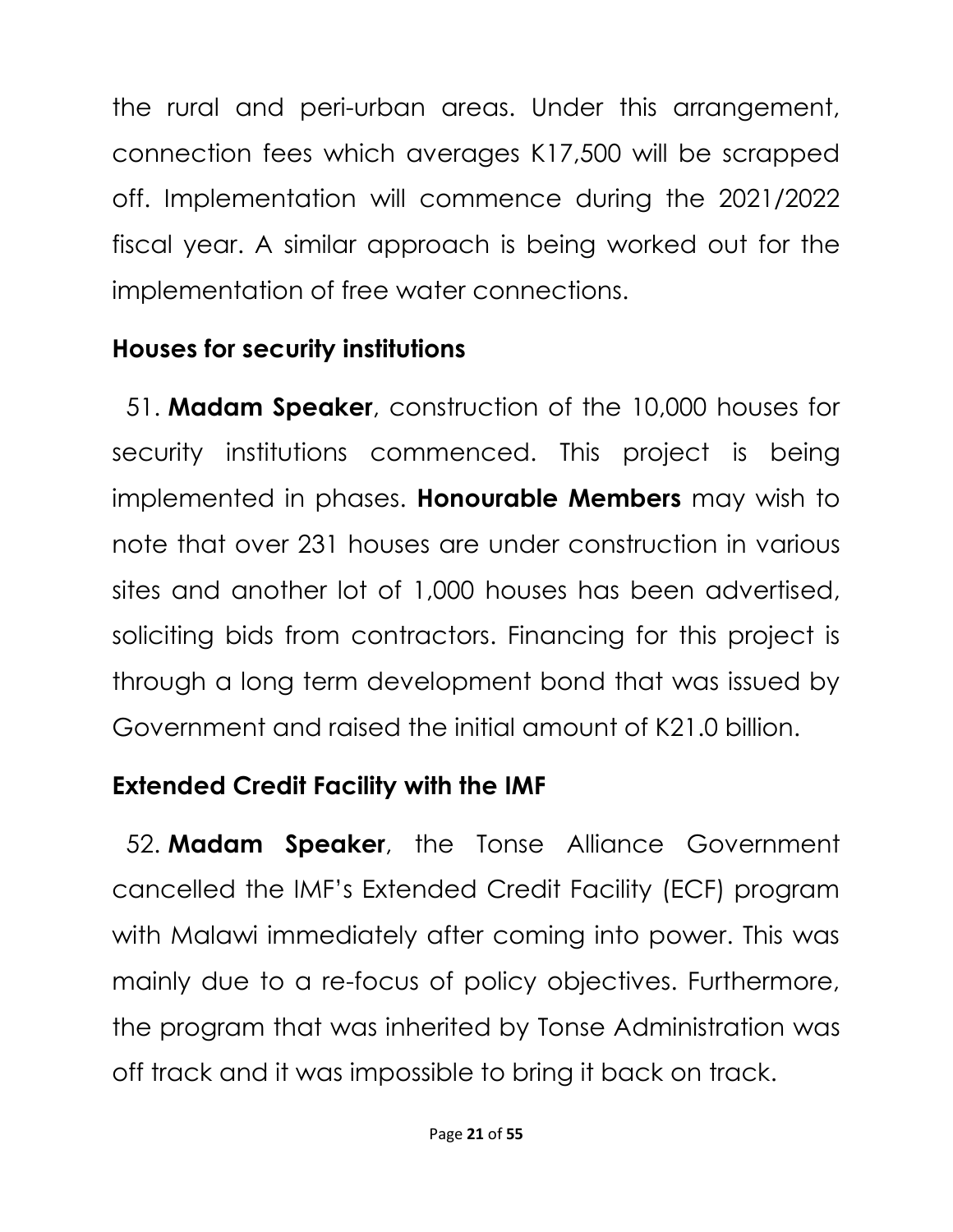the rural and peri-urban areas. Under this arrangement, connection fees which averages K17,500 will be scrapped off. Implementation will commence during the 2021/2022 fiscal year. A similar approach is being worked out for the implementation of free water connections.

## Houses for security institutions

51. **Madam Speaker**, construction of the 10,000 houses for security institutions commenced. This project is being implemented in phases. **Honourable Members** may wish to note that over 231 houses are under construction in various sites and another lot of 1,000 houses has been advertised, soliciting bids from contractors. Financing for this project is through a long term development bond that was issued by Government and raised the initial amount of K21.0 billion.

## Extended Credit Facility with the IMF

52. **Madam Speaker**, the Tonse Alliance Government cancelled the IMF's Extended Credit Facility (ECF) program with Malawi immediately after coming into power. This was mainly due to a re-focus of policy objectives. Furthermore, the program that was inherited by Tonse Administration was off track and it was impossible to bring it back on track.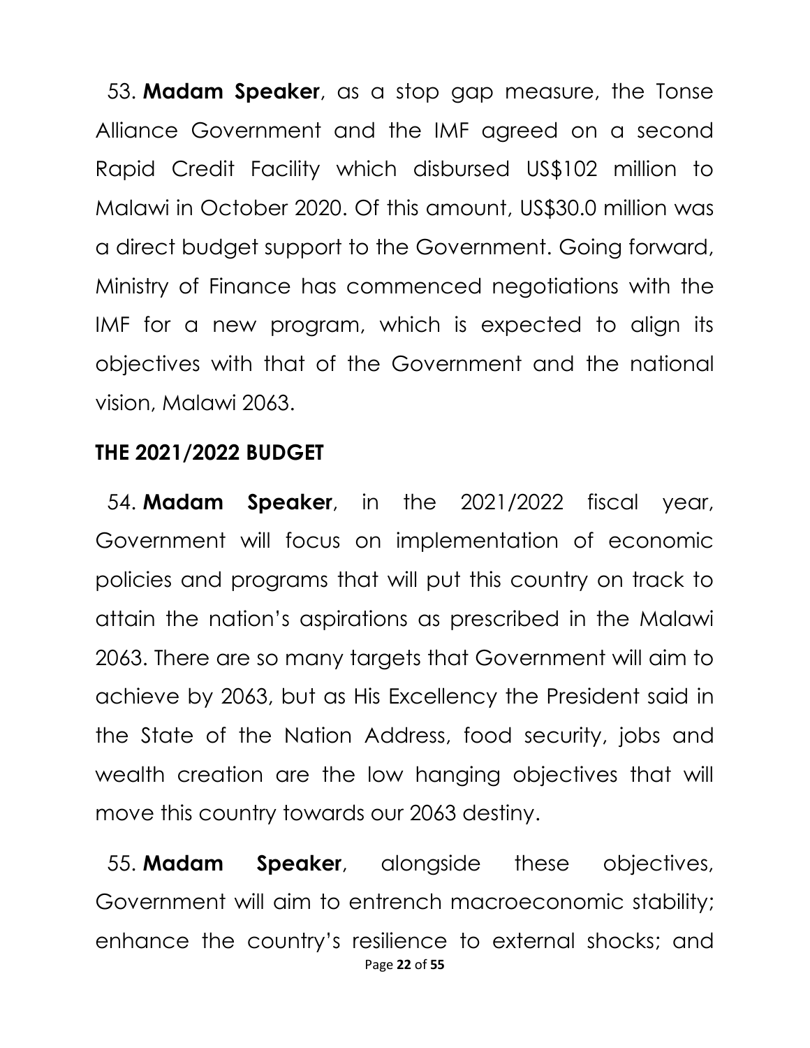53. **Madam Speaker**, as a stop gap measure, the Tonse Alliance Government and the IMF agreed on a second Rapid Credit Facility which disbursed US$102 million to Malawi in October 2020. Of this amount, US$30.0 million was a direct budget support to the Government. Going forward, Ministry of Finance has commenced negotiations with the IMF for a new program, which is expected to align its objectives with that of the Government and the national vision, Malawi 2063.

## THE 2021/2022 BUDGET

54. **Madam Speaker**, in the 2021/2022 fiscal year, Government will focus on implementation of economic policies and programs that will put this country on track to attain the nation's aspirations as prescribed in the Malawi 2063. There are so many targets that Government will aim to achieve by 2063, but as His Excellency the President said in the State of the Nation Address, food security, jobs and wealth creation are the low hanging objectives that will move this country towards our 2063 destiny.

55. **Madam Speaker**, alongside these objectives, Government will aim to entrench macroeconomic stability; enhance the country's resilience to external shocks; and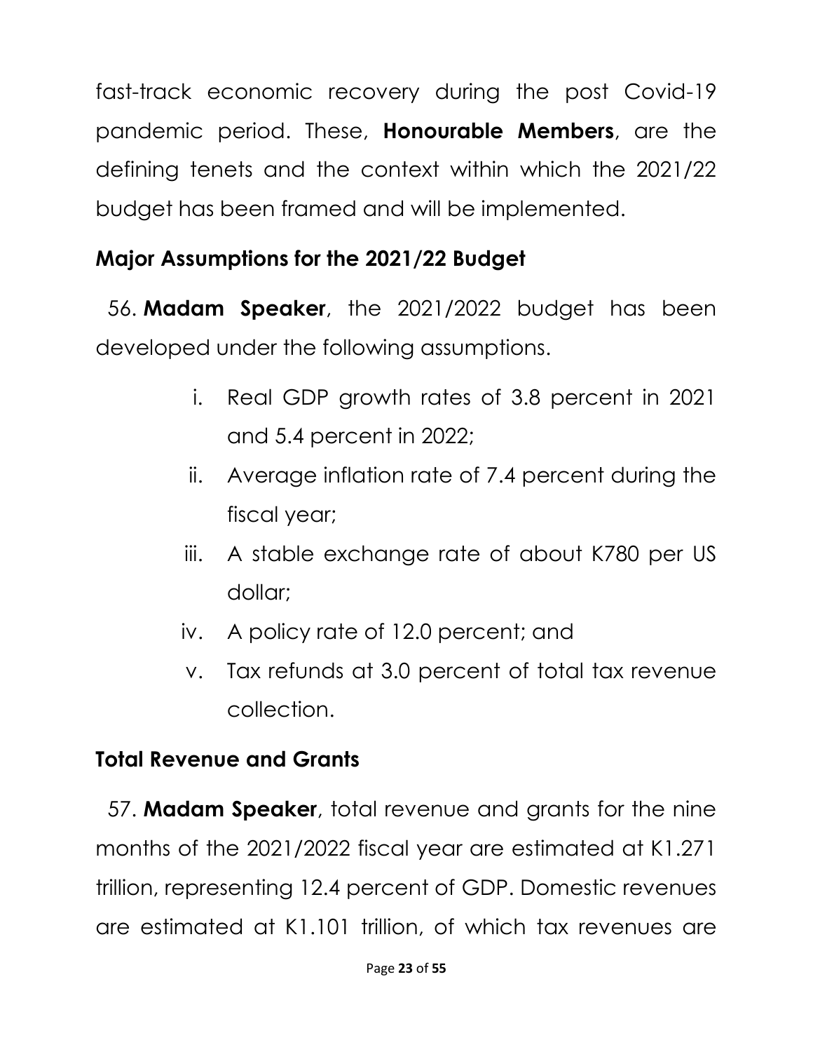fast-track economic recovery during the post Covid-19 pandemic period. These, **Honourable Members**, are the defining tenets and the context within which the 2021/22 budget has been framed and will be implemented.

## Major Assumptions for the 2021/22 Budget

56. **Madam Speaker**, the 2021/2022 budget has been developed under the following assumptions.

i. Real GDP growth rates of 3.8 percent in 2021 and 5.4 percent in 2022;
ii. Average inflation rate of 7.4 percent during the fiscal year;
iii. A stable exchange rate of about K780 per US dollar;
iv. A policy rate of 12.0 percent; and
v. Tax refunds at 3.0 percent of total tax revenue collection.

## Total Revenue and Grants

57. **Madam Speaker**, total revenue and grants for the nine months of the 2021/2022 fiscal year are estimated at K1.271 trillion, representing 12.4 percent of GDP. Domestic revenues are estimated at K1.101 trillion, of which tax revenues are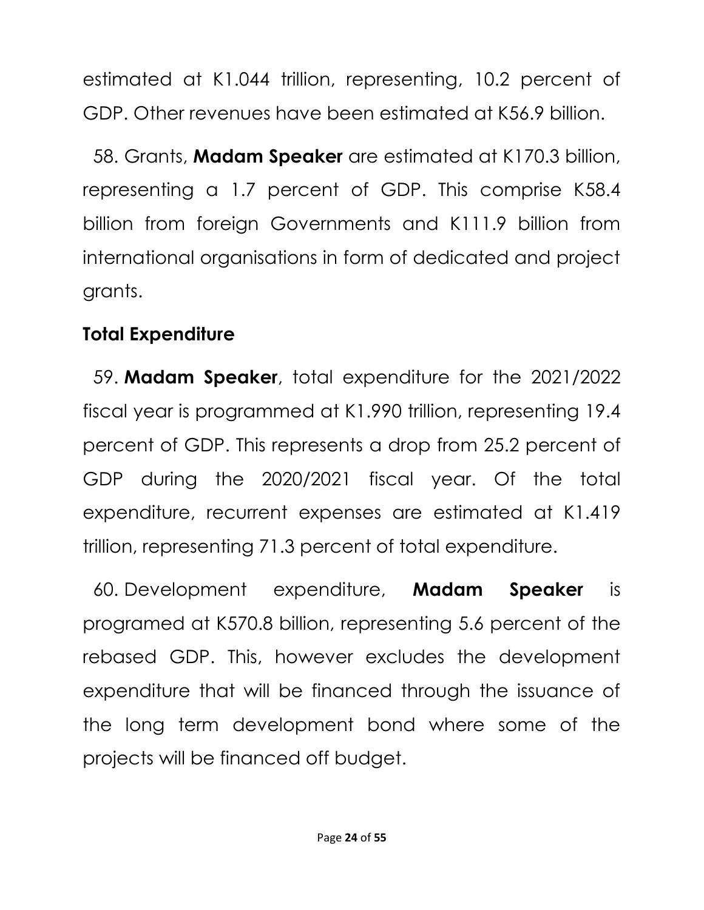estimated at K1.044 trillion, representing, 10.2 percent of GDP. Other revenues have been estimated at K56.9 billion.

58. Grants, **Madam Speaker** are estimated at K170.3 billion, representing a 1.7 percent of GDP. This comprise K58.4 billion from foreign Governments and K111.9 billion from international organisations in form of dedicated and project grants.

### Total Expenditure

59. **Madam Speaker**, total expenditure for the 2021/2022 fiscal year is programmed at K1.990 trillion, representing 19.4 percent of GDP. This represents a drop from 25.2 percent of GDP during the 2020/2021 fiscal year. Of the total expenditure, recurrent expenses are estimated at K1.419 trillion, representing 71.3 percent of total expenditure.

60. Development expenditure, **Madam Speaker** is programed at K570.8 billion, representing 5.6 percent of the rebased GDP. This, however excludes the development expenditure that will be financed through the issuance of the long term development bond where some of the projects will be financed off budget.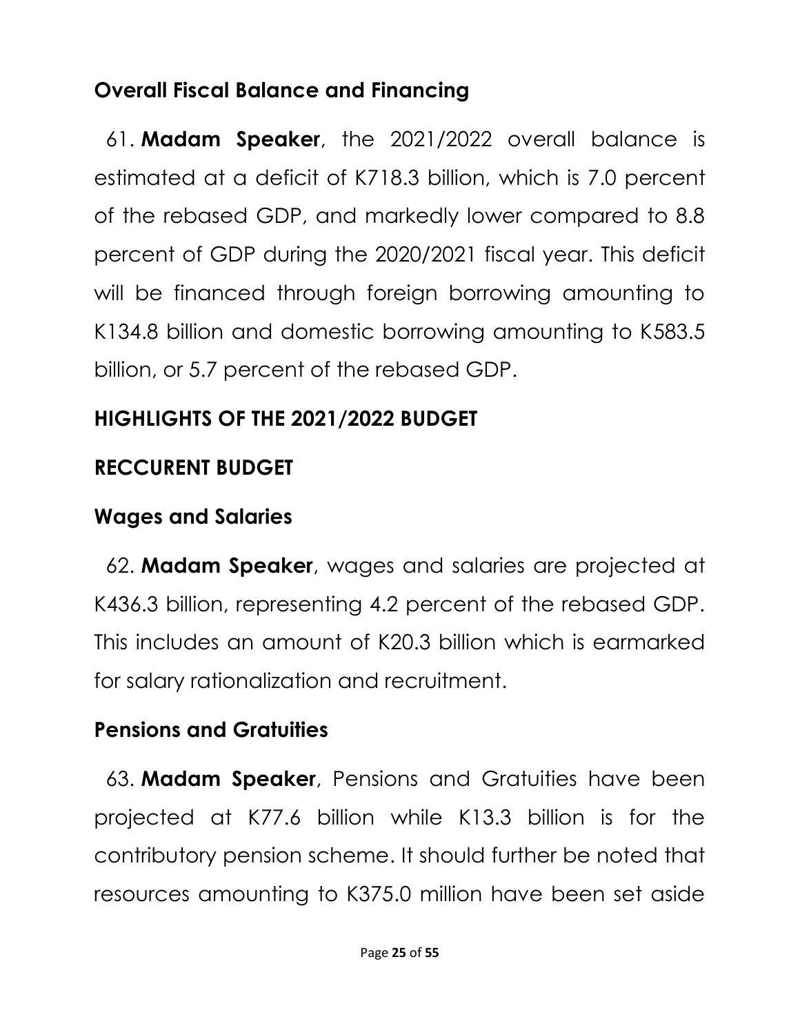## Overall Fiscal Balance and Financing

61. **Madam Speaker**, the 2021/2022 overall balance is estimated at a deficit of K718.3 billion, which is 7.0 percent of the rebased GDP, and markedly lower compared to 8.8 percent of GDP during the 2020/2021 fiscal year. This deficit will be financed through foreign borrowing amounting to K134.8 billion and domestic borrowing amounting to K583.5 billion, or 5.7 percent of the rebased GDP.

## HIGHLIGHTS OF THE 2021/2022 BUDGET

## RECCURENT BUDGET

## Wages and Salaries

62. **Madam Speaker**, wages and salaries are projected at K436.3 billion, representing 4.2 percent of the rebased GDP. This includes an amount of K20.3 billion which is earmarked for salary rationalization and recruitment.

## Pensions and Gratuities

63. **Madam Speaker**, Pensions and Gratuities have been projected at K77.6 billion while K13.3 billion is for the contributory pension scheme. It should further be noted that resources amounting to K375.0 million have been set aside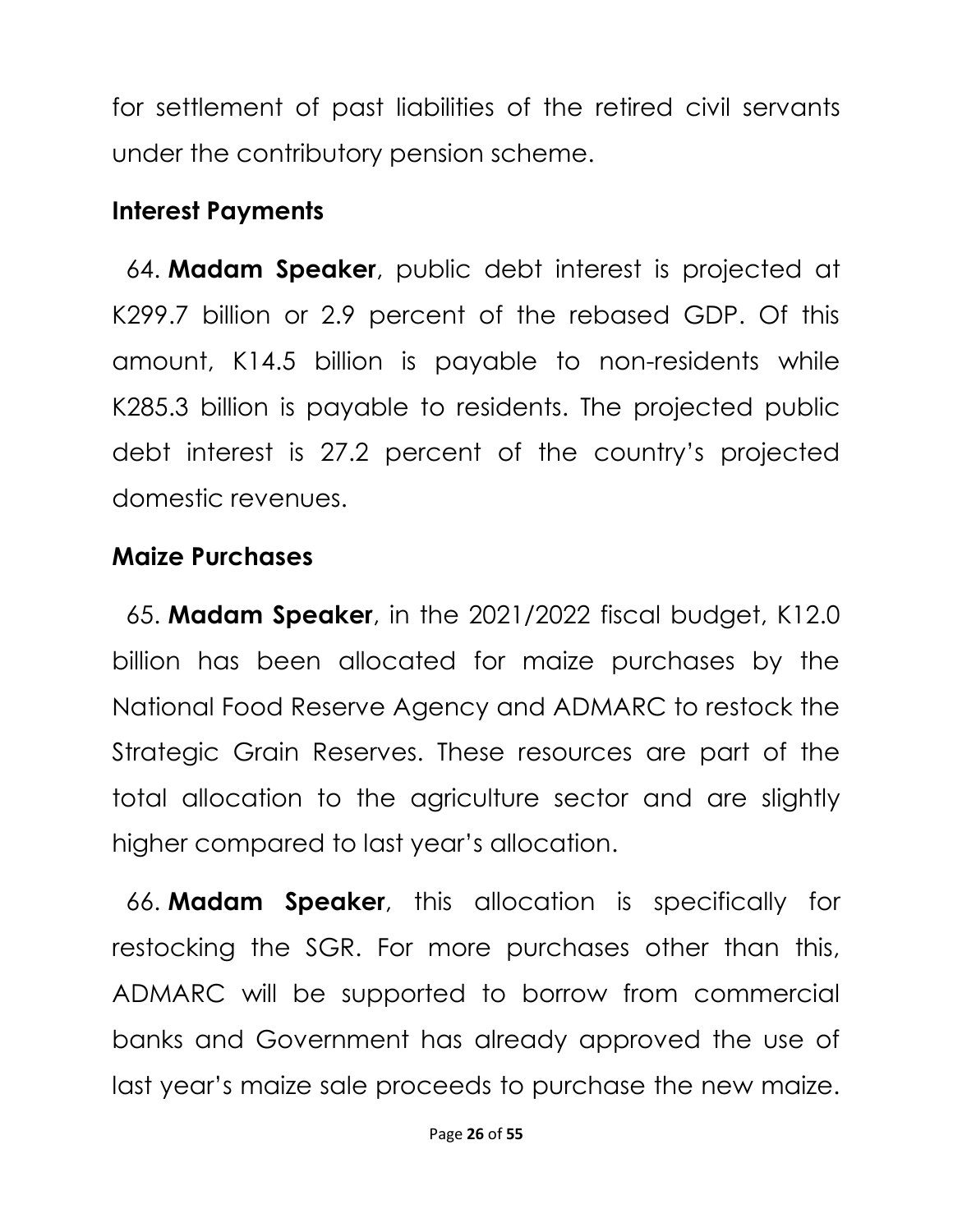for settlement of past liabilities of the retired civil servants under the contributory pension scheme.

## Interest Payments

64. **Madam Speaker**, public debt interest is projected at K299.7 billion or 2.9 percent of the rebased GDP. Of this amount, K14.5 billion is payable to non-residents while K285.3 billion is payable to residents. The projected public debt interest is 27.2 percent of the country's projected domestic revenues.

## Maize Purchases

65. **Madam Speaker**, in the 2021/2022 fiscal budget, K12.0 billion has been allocated for maize purchases by the National Food Reserve Agency and ADMARC to restock the Strategic Grain Reserves. These resources are part of the total allocation to the agriculture sector and are slightly higher compared to last year's allocation.

66. **Madam Speaker**, this allocation is specifically for restocking the SGR. For more purchases other than this, ADMARC will be supported to borrow from commercial banks and Government has already approved the use of last year's maize sale proceeds to purchase the new maize.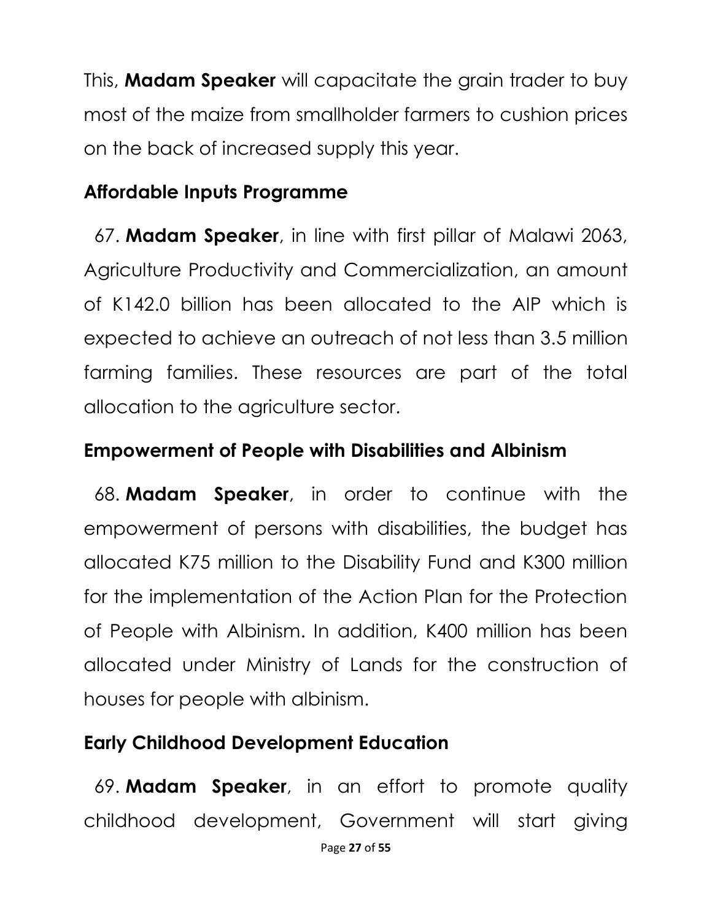This, **Madam Speaker** will capacitate the grain trader to buy most of the maize from smallholder farmers to cushion prices on the back of increased supply this year.

## Affordable Inputs Programme

67. **Madam Speaker**, in line with first pillar of Malawi 2063, Agriculture Productivity and Commercialization, an amount of K142.0 billion has been allocated to the AIP which is expected to achieve an outreach of not less than 3.5 million farming families. These resources are part of the total allocation to the agriculture sector.

## Empowerment of People with Disabilities and Albinism

68. **Madam Speaker**, in order to continue with the empowerment of persons with disabilities, the budget has allocated K75 million to the Disability Fund and K300 million for the implementation of the Action Plan for the Protection of People with Albinism. In addition, K400 million has been allocated under Ministry of Lands for the construction of houses for people with albinism.

## Early Childhood Development Education

69. **Madam Speaker**, in an effort to promote quality childhood development, Government will start giving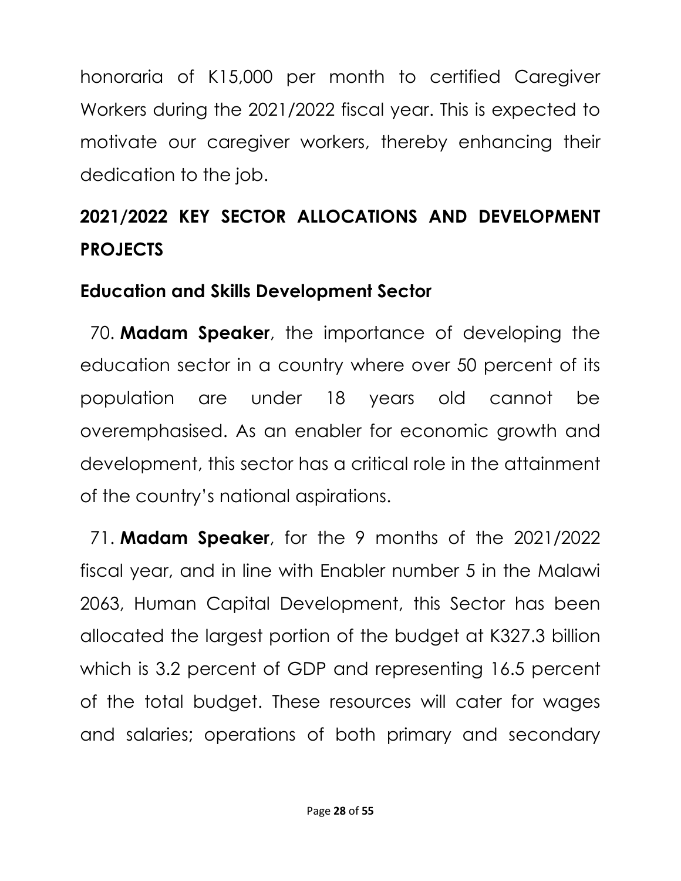honoraria of K15,000 per month to certified Caregiver Workers during the 2021/2022 fiscal year. This is expected to motivate our caregiver workers, thereby enhancing their dedication to the job.

## 2021/2022 KEY SECTOR ALLOCATIONS AND DEVELOPMENT PROJECTS

### Education and Skills Development Sector

70. **Madam Speaker**, the importance of developing the education sector in a country where over 50 percent of its population are under 18 years old cannot be overemphasised. As an enabler for economic growth and development, this sector has a critical role in the attainment of the country's national aspirations.

71. **Madam Speaker**, for the 9 months of the 2021/2022 fiscal year, and in line with Enabler number 5 in the Malawi 2063, Human Capital Development, this Sector has been allocated the largest portion of the budget at K327.3 billion which is 3.2 percent of GDP and representing 16.5 percent of the total budget. These resources will cater for wages and salaries; operations of both primary and secondary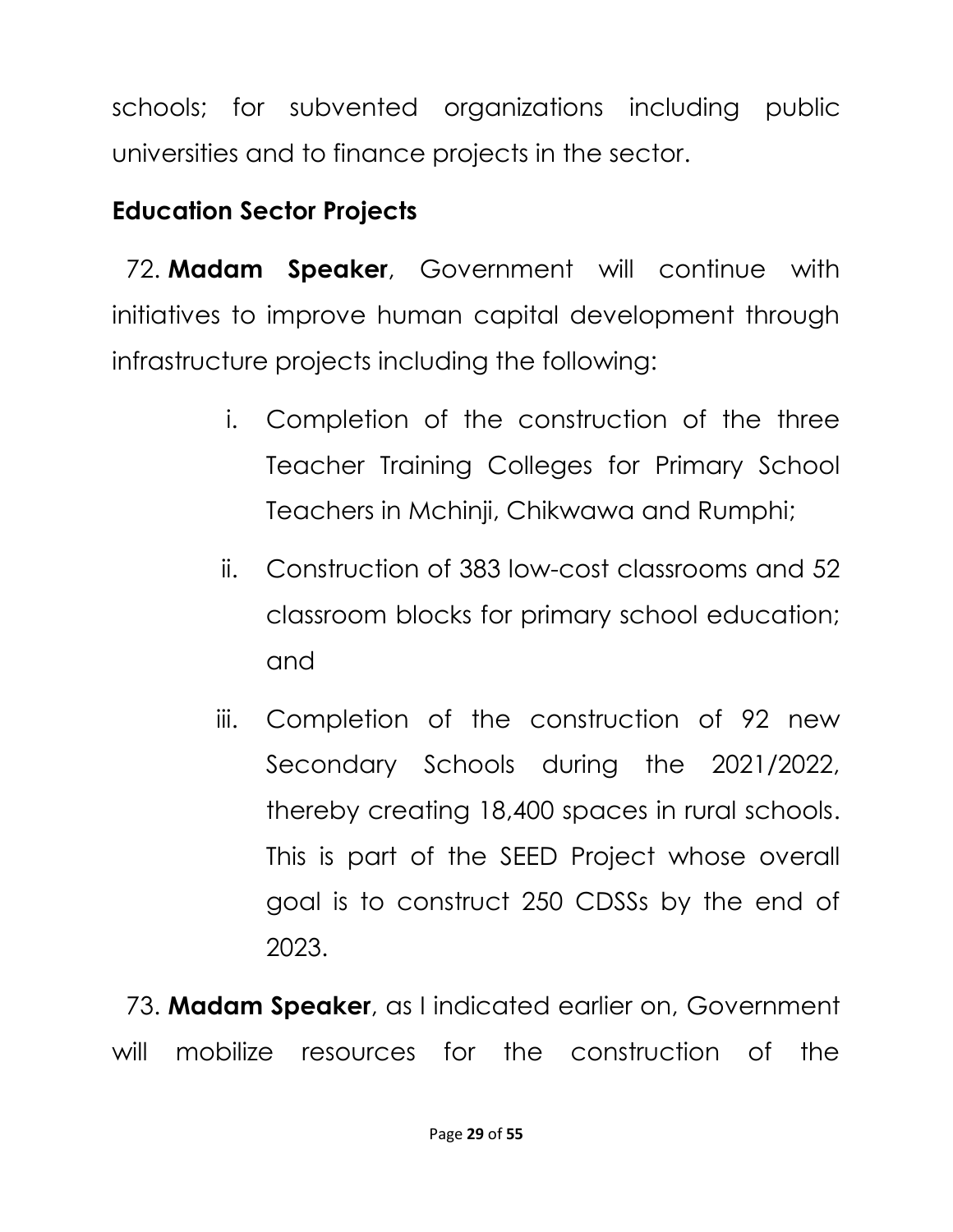schools; for subvented organizations including public universities and to finance projects in the sector.

## Education Sector Projects

72. **Madam Speaker**, Government will continue with initiatives to improve human capital development through infrastructure projects including the following:

   i. Completion of the construction of the three Teacher Training Colleges for Primary School Teachers in Mchinji, Chikwawa and Rumphi;

   ii. Construction of 383 low-cost classrooms and 52 classroom blocks for primary school education; and

   iii. Completion of the construction of 92 new Secondary Schools during the 2021/2022, thereby creating 18,400 spaces in rural schools. This is part of the SEED Project whose overall goal is to construct 250 CDSSs by the end of 2023.

73. **Madam Speaker**, as I indicated earlier on, Government will mobilize resources for the construction of the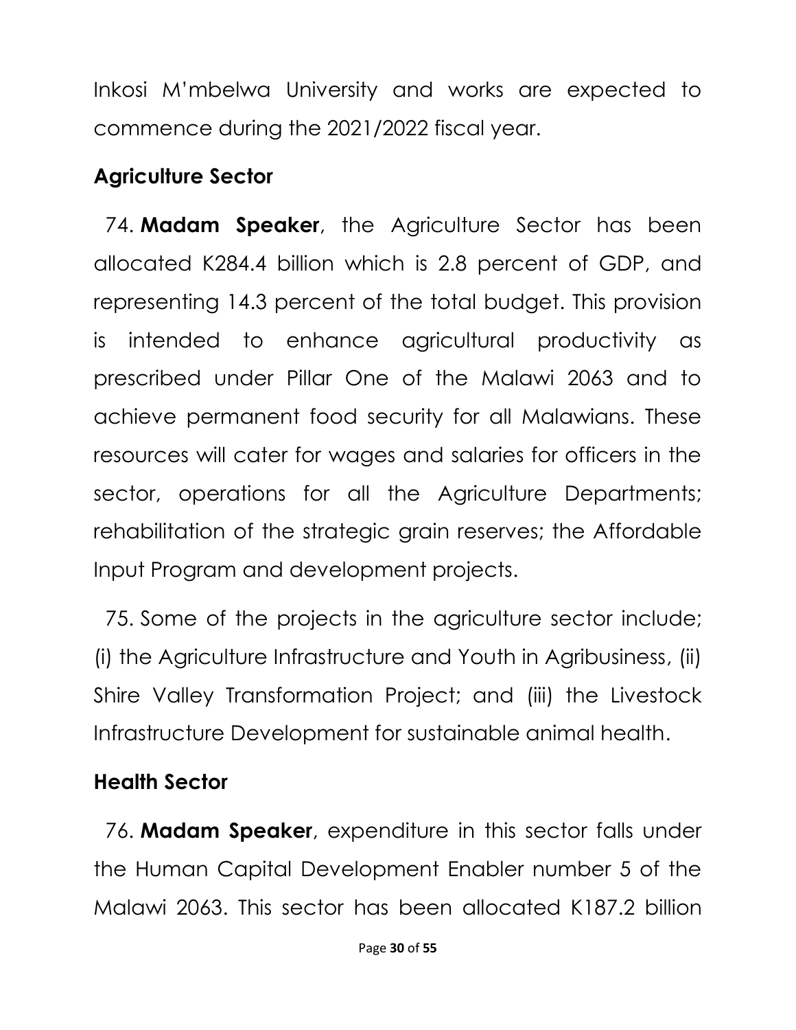Inkosi M'mbelwa University and works are expected to commence during the 2021/2022 fiscal year.

## Agriculture Sector

74. **Madam Speaker**, the Agriculture Sector has been allocated K284.4 billion which is 2.8 percent of GDP, and representing 14.3 percent of the total budget. This provision is intended to enhance agricultural productivity as prescribed under Pillar One of the Malawi 2063 and to achieve permanent food security for all Malawians. These resources will cater for wages and salaries for officers in the sector, operations for all the Agriculture Departments; rehabilitation of the strategic grain reserves; the Affordable Input Program and development projects.

75. Some of the projects in the agriculture sector include; (i) the Agriculture Infrastructure and Youth in Agribusiness, (ii) Shire Valley Transformation Project; and (iii) the Livestock Infrastructure Development for sustainable animal health.

## Health Sector

76. **Madam Speaker**, expenditure in this sector falls under the Human Capital Development Enabler number 5 of the Malawi 2063. This sector has been allocated K187.2 billion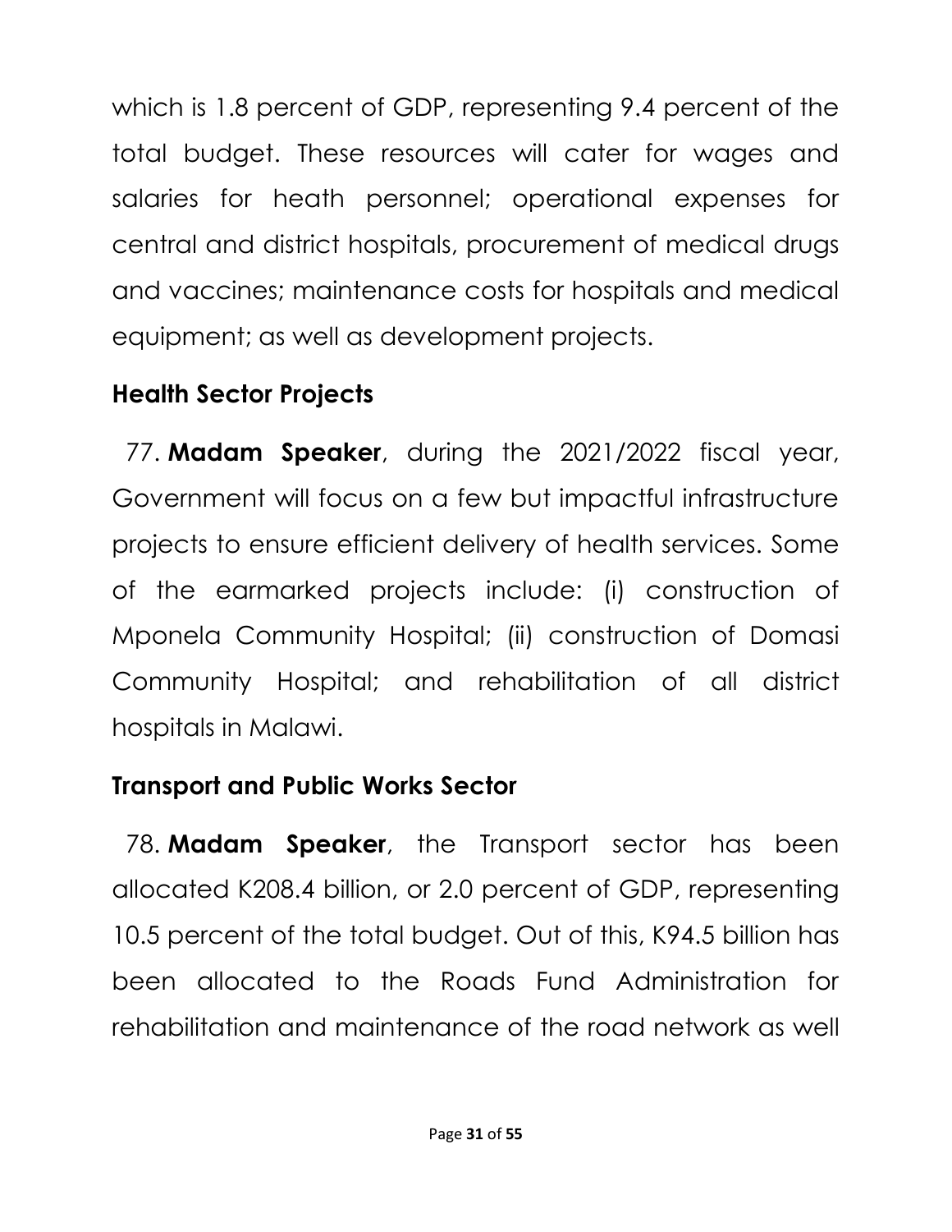which is 1.8 percent of GDP, representing 9.4 percent of the total budget. These resources will cater for wages and salaries for heath personnel; operational expenses for central and district hospitals, procurement of medical drugs and vaccines; maintenance costs for hospitals and medical equipment; as well as development projects.

### Health Sector Projects

77. **Madam Speaker**, during the 2021/2022 fiscal year, Government will focus on a few but impactful infrastructure projects to ensure efficient delivery of health services. Some of the earmarked projects include: (i) construction of Mponela Community Hospital; (ii) construction of Domasi Community Hospital; and rehabilitation of all district hospitals in Malawi.

### Transport and Public Works Sector

78. **Madam Speaker**, the Transport sector has been allocated K208.4 billion, or 2.0 percent of GDP, representing 10.5 percent of the total budget. Out of this, K94.5 billion has been allocated to the Roads Fund Administration for rehabilitation and maintenance of the road network as well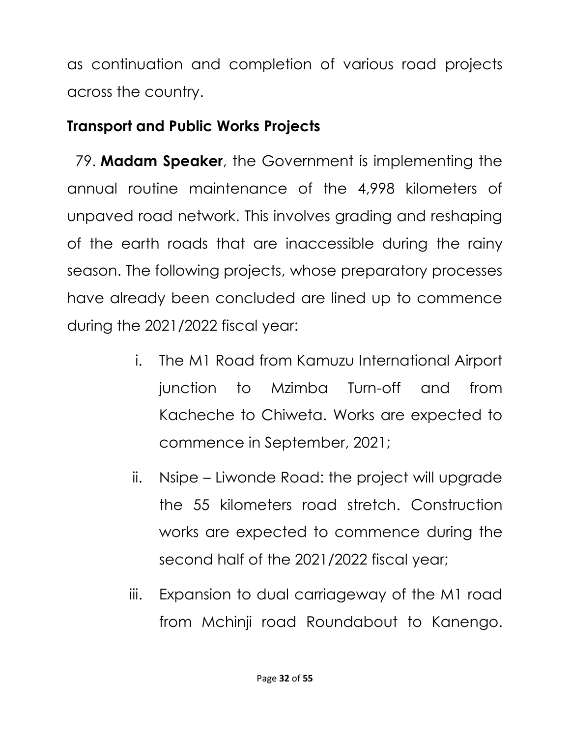as continuation and completion of various road projects across the country.

## Transport and Public Works Projects

79. **Madam Speaker**, the Government is implementing the annual routine maintenance of the 4,998 kilometers of unpaved road network. This involves grading and reshaping of the earth roads that are inaccessible during the rainy season. The following projects, whose preparatory processes have already been concluded are lined up to commence during the 2021/2022 fiscal year:

i. The M1 Road from Kamuzu International Airport junction to Mzimba Turn-off and from Kacheche to Chiweta. Works are expected to commence in September, 2021;

ii. Nsipe – Liwonde Road: the project will upgrade the 55 kilometers road stretch. Construction works are expected to commence during the second half of the 2021/2022 fiscal year;

iii. Expansion to dual carriageway of the M1 road from Mchinji road Roundabout to Kanengo.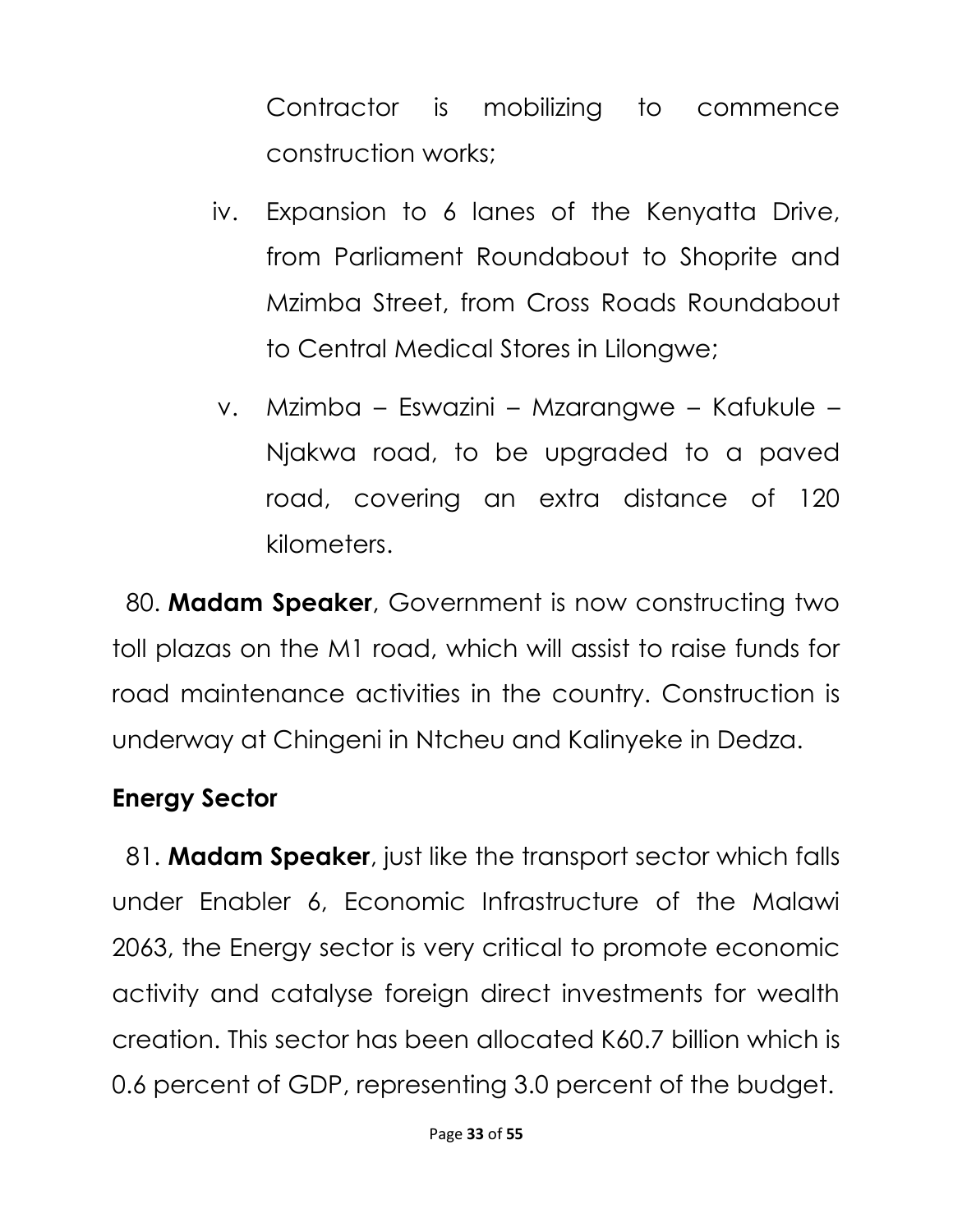Contractor is mobilizing to commence construction works;

iv. Expansion to 6 lanes of the Kenyatta Drive, from Parliament Roundabout to Shoprite and Mzimba Street, from Cross Roads Roundabout to Central Medical Stores in Lilongwe;

v. Mzimba – Eswazini – Mzarangwe – Kafukule – Njakwa road, to be upgraded to a paved road, covering an extra distance of 120 kilometers.

80. **Madam Speaker**, Government is now constructing two toll plazas on the M1 road, which will assist to raise funds for road maintenance activities in the country. Construction is underway at Chingeni in Ntcheu and Kalinyeke in Dedza.

## Energy Sector

81. **Madam Speaker**, just like the transport sector which falls under Enabler 6, Economic Infrastructure of the Malawi 2063, the Energy sector is very critical to promote economic activity and catalyse foreign direct investments for wealth creation. This sector has been allocated K60.7 billion which is 0.6 percent of GDP, representing 3.0 percent of the budget.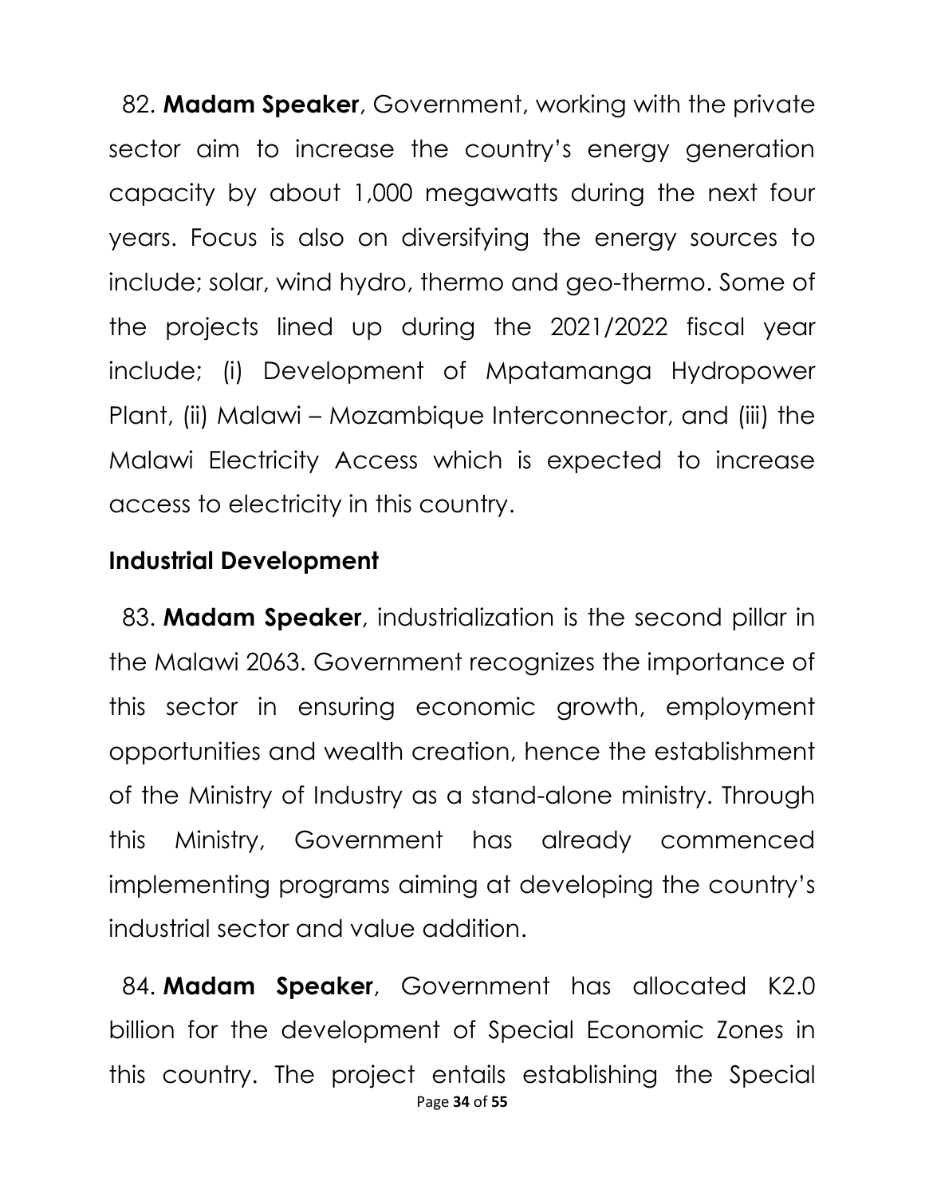82. **Madam Speaker**, Government, working with the private sector aim to increase the country's energy generation capacity by about 1,000 megawatts during the next four years. Focus is also on diversifying the energy sources to include; solar, wind hydro, thermo and geo-thermo. Some of the projects lined up during the 2021/2022 fiscal year include; (i) Development of Mpatamanga Hydropower Plant, (ii) Malawi – Mozambique Interconnector, and (iii) the Malawi Electricity Access which is expected to increase access to electricity in this country.

### Industrial Development

83. **Madam Speaker**, industrialization is the second pillar in the Malawi 2063. Government recognizes the importance of this sector in ensuring economic growth, employment opportunities and wealth creation, hence the establishment of the Ministry of Industry as a stand-alone ministry. Through this Ministry, Government has already commenced implementing programs aiming at developing the country's industrial sector and value addition.

84. **Madam Speaker**, Government has allocated K2.0 billion for the development of Special Economic Zones in this country. The project entails establishing the Special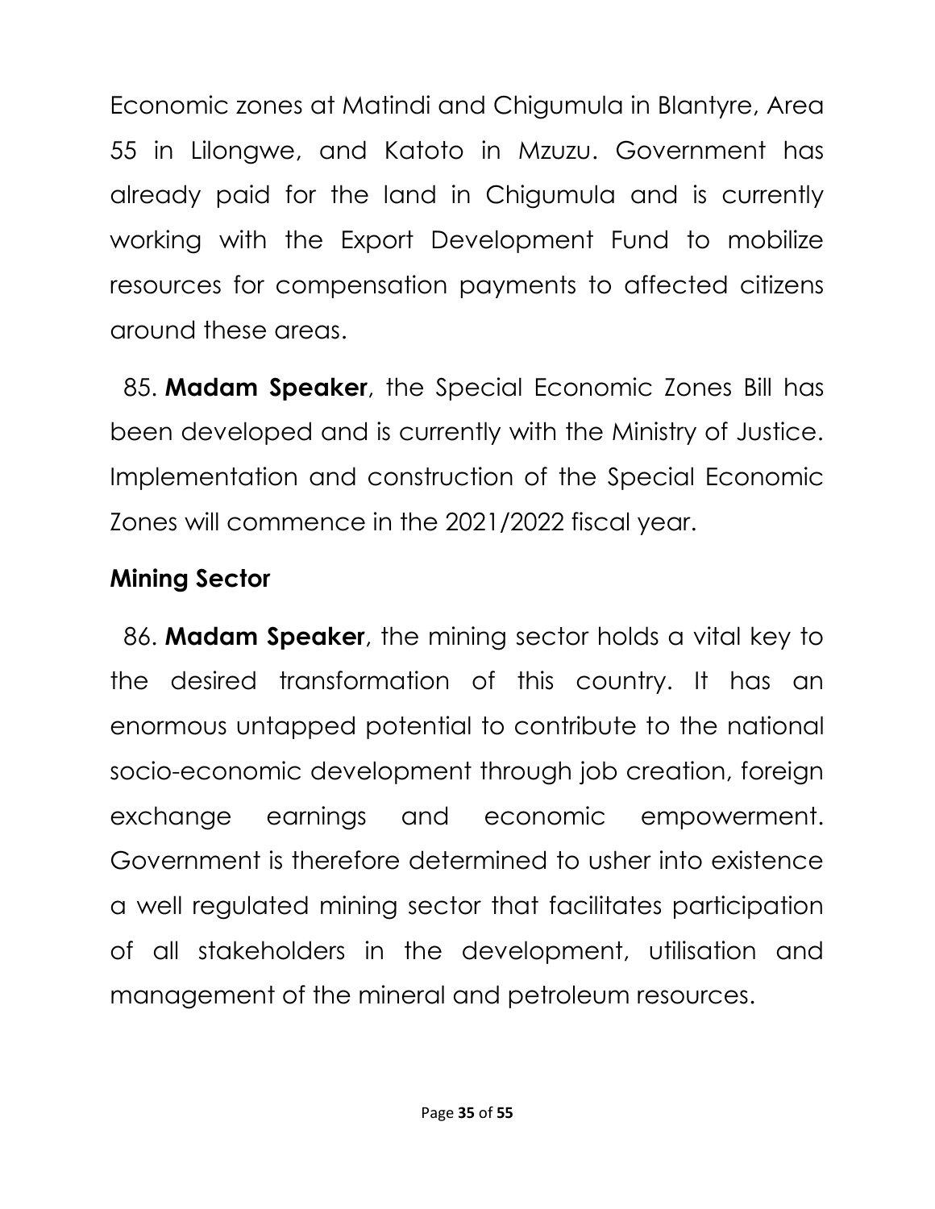Economic zones at Matindi and Chigumula in Blantyre, Area 55 in Lilongwe, and Katoto in Mzuzu. Government has already paid for the land in Chigumula and is currently working with the Export Development Fund to mobilize resources for compensation payments to affected citizens around these areas.

85. **Madam Speaker**, the Special Economic Zones Bill has been developed and is currently with the Ministry of Justice. Implementation and construction of the Special Economic Zones will commence in the 2021/2022 fiscal year.

## Mining Sector

86. **Madam Speaker**, the mining sector holds a vital key to the desired transformation of this country. It has an enormous untapped potential to contribute to the national socio-economic development through job creation, foreign exchange earnings and economic empowerment. Government is therefore determined to usher into existence a well regulated mining sector that facilitates participation of all stakeholders in the development, utilisation and management of the mineral and petroleum resources.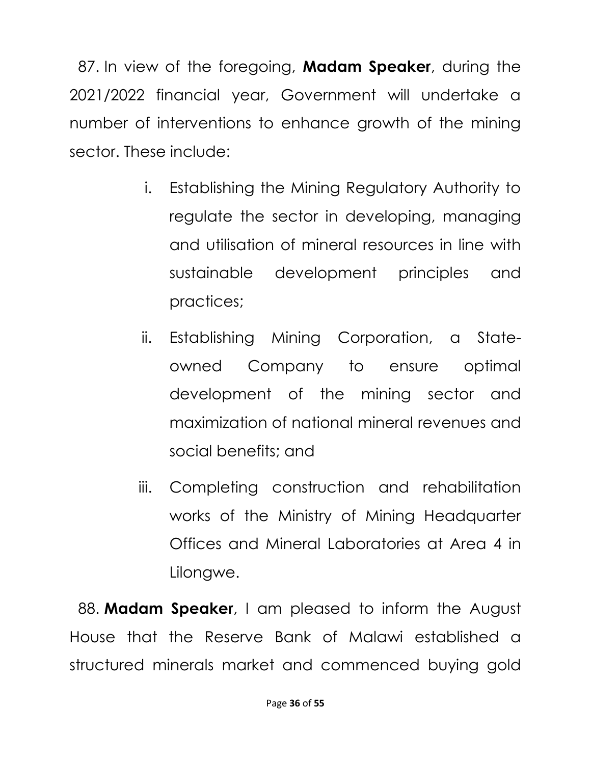87. In view of the foregoing, **Madam Speaker**, during the 2021/2022 financial year, Government will undertake a number of interventions to enhance growth of the mining sector. These include:

i. Establishing the Mining Regulatory Authority to regulate the sector in developing, managing and utilisation of mineral resources in line with sustainable development principles and practices;

ii. Establishing Mining Corporation, a State-owned Company to ensure optimal development of the mining sector and maximization of national mineral revenues and social benefits; and

iii. Completing construction and rehabilitation works of the Ministry of Mining Headquarter Offices and Mineral Laboratories at Area 4 in Lilongwe.

88. **Madam Speaker**, I am pleased to inform the August House that the Reserve Bank of Malawi established a structured minerals market and commenced buying gold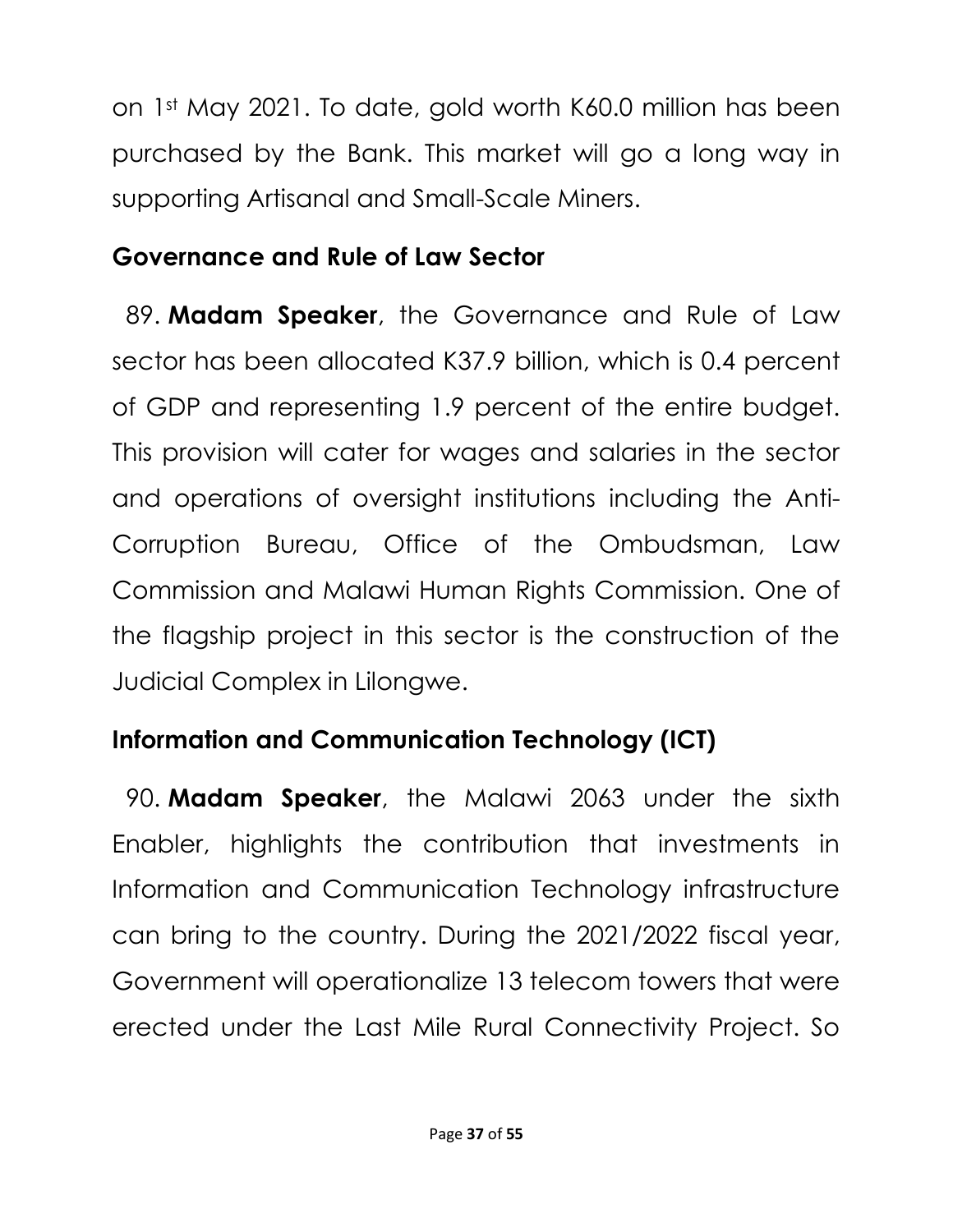on 1st May 2021. To date, gold worth K60.0 million has been purchased by the Bank. This market will go a long way in supporting Artisanal and Small-Scale Miners.

## Governance and Rule of Law Sector

89. **Madam Speaker**, the Governance and Rule of Law sector has been allocated K37.9 billion, which is 0.4 percent of GDP and representing 1.9 percent of the entire budget. This provision will cater for wages and salaries in the sector and operations of oversight institutions including the Anti-Corruption Bureau, Office of the Ombudsman, Law Commission and Malawi Human Rights Commission. One of the flagship project in this sector is the construction of the Judicial Complex in Lilongwe.

## Information and Communication Technology (ICT)

90. **Madam Speaker**, the Malawi 2063 under the sixth Enabler, highlights the contribution that investments in Information and Communication Technology infrastructure can bring to the country. During the 2021/2022 fiscal year, Government will operationalize 13 telecom towers that were erected under the Last Mile Rural Connectivity Project. So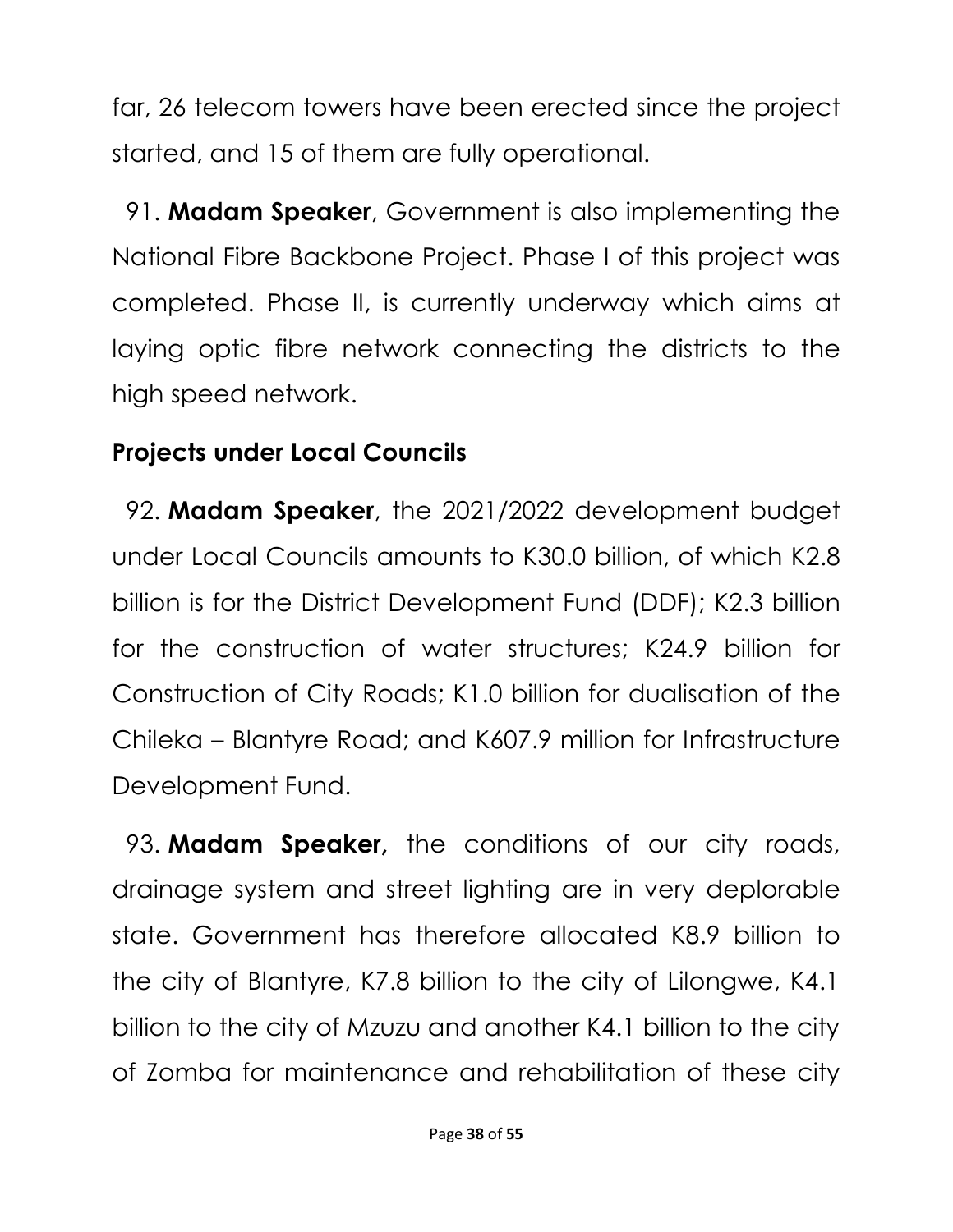far, 26 telecom towers have been erected since the project started, and 15 of them are fully operational.

91. **Madam Speaker**, Government is also implementing the National Fibre Backbone Project. Phase I of this project was completed. Phase II, is currently underway which aims at laying optic fibre network connecting the districts to the high speed network.

**Projects under Local Councils**

92. **Madam Speaker**, the 2021/2022 development budget under Local Councils amounts to K30.0 billion, of which K2.8 billion is for the District Development Fund (DDF); K2.3 billion for the construction of water structures; K24.9 billion for Construction of City Roads; K1.0 billion for dualisation of the Chileka – Blantyre Road; and K607.9 million for Infrastructure Development Fund.

93. **Madam Speaker,** the conditions of our city roads, drainage system and street lighting are in very deplorable state. Government has therefore allocated K8.9 billion to the city of Blantyre, K7.8 billion to the city of Lilongwe, K4.1 billion to the city of Mzuzu and another K4.1 billion to the city of Zomba for maintenance and rehabilitation of these city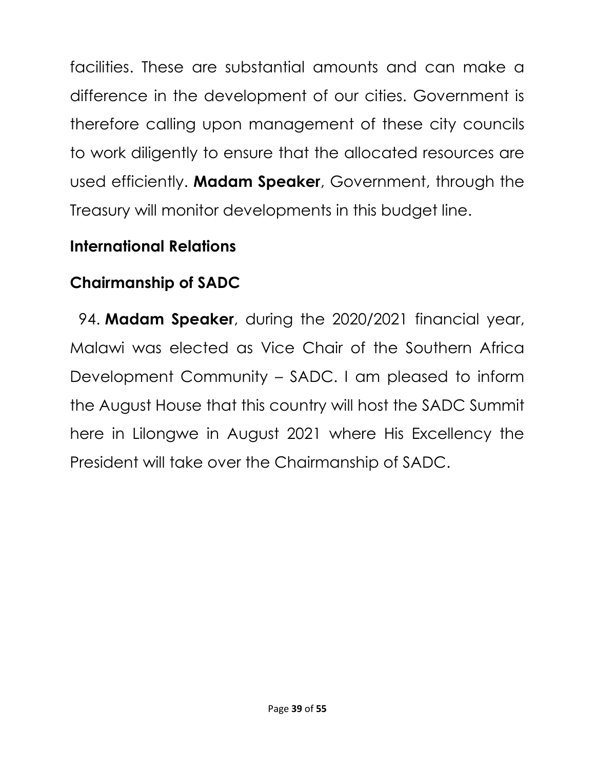facilities. These are substantial amounts and can make a difference in the development of our cities. Government is therefore calling upon management of these city councils to work diligently to ensure that the allocated resources are used efficiently. **Madam Speaker**, Government, through the Treasury will monitor developments in this budget line.

## International Relations

## Chairmanship of SADC

94. **Madam Speaker**, during the 2020/2021 financial year, Malawi was elected as Vice Chair of the Southern Africa Development Community – SADC. I am pleased to inform the August House that this country will host the SADC Summit here in Lilongwe in August 2021 where His Excellency the President will take over the Chairmanship of SADC.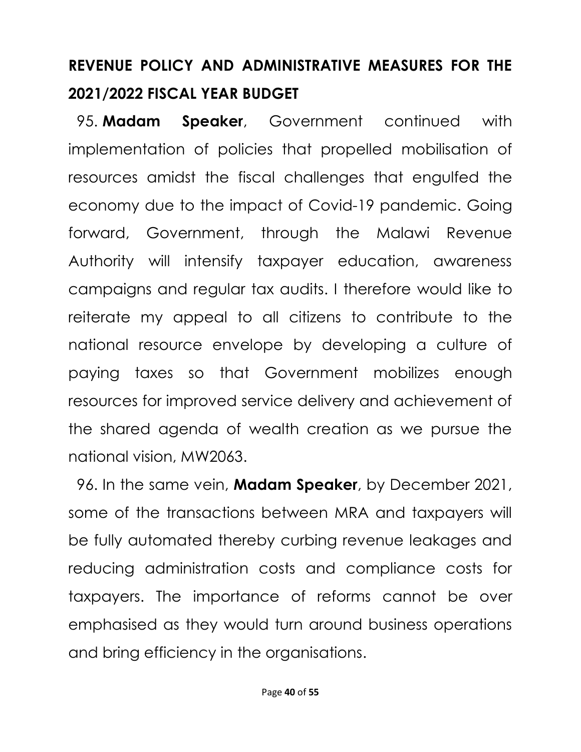## REVENUE POLICY AND ADMINISTRATIVE MEASURES FOR THE 2021/2022 FISCAL YEAR BUDGET

95. **Madam Speaker**, Government continued with implementation of policies that propelled mobilisation of resources amidst the fiscal challenges that engulfed the economy due to the impact of Covid-19 pandemic. Going forward, Government, through the Malawi Revenue Authority will intensify taxpayer education, awareness campaigns and regular tax audits. I therefore would like to reiterate my appeal to all citizens to contribute to the national resource envelope by developing a culture of paying taxes so that Government mobilizes enough resources for improved service delivery and achievement of the shared agenda of wealth creation as we pursue the national vision, MW2063.

96. In the same vein, **Madam Speaker**, by December 2021, some of the transactions between MRA and taxpayers will be fully automated thereby curbing revenue leakages and reducing administration costs and compliance costs for taxpayers. The importance of reforms cannot be over emphasised as they would turn around business operations and bring efficiency in the organisations.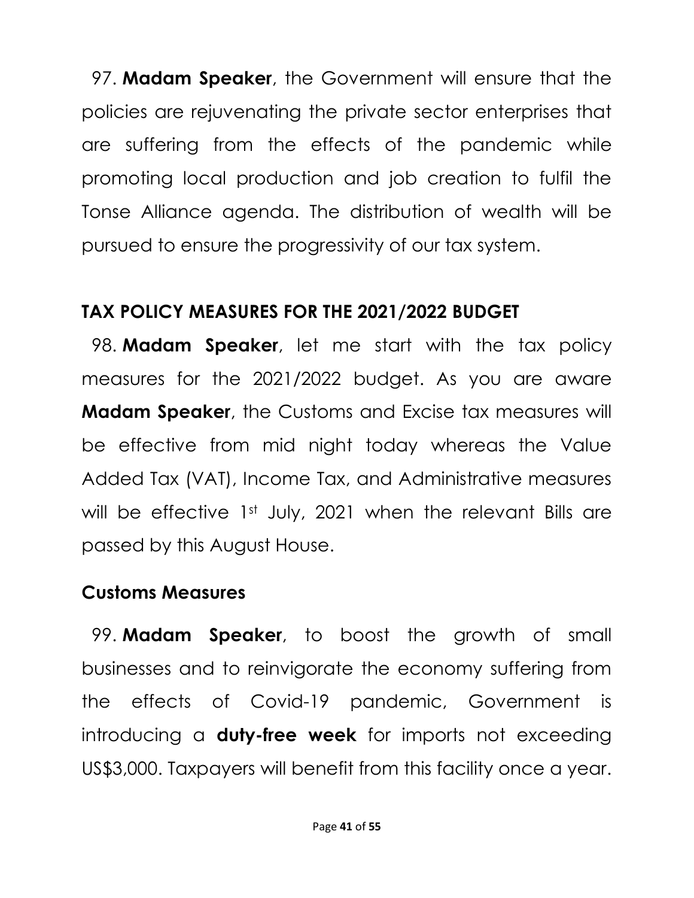97. **Madam Speaker**, the Government will ensure that the policies are rejuvenating the private sector enterprises that are suffering from the effects of the pandemic while promoting local production and job creation to fulfil the Tonse Alliance agenda. The distribution of wealth will be pursued to ensure the progressivity of our tax system.

## TAX POLICY MEASURES FOR THE 2021/2022 BUDGET

98. **Madam Speaker**, let me start with the tax policy measures for the 2021/2022 budget. As you are aware **Madam Speaker**, the Customs and Excise tax measures will be effective from mid night today whereas the Value Added Tax (VAT), Income Tax, and Administrative measures will be effective 1st July, 2021 when the relevant Bills are passed by this August House.

### Customs Measures

99. **Madam Speaker**, to boost the growth of small businesses and to reinvigorate the economy suffering from the effects of Covid-19 pandemic, Government is introducing a **duty-free week** for imports not exceeding US$3,000. Taxpayers will benefit from this facility once a year.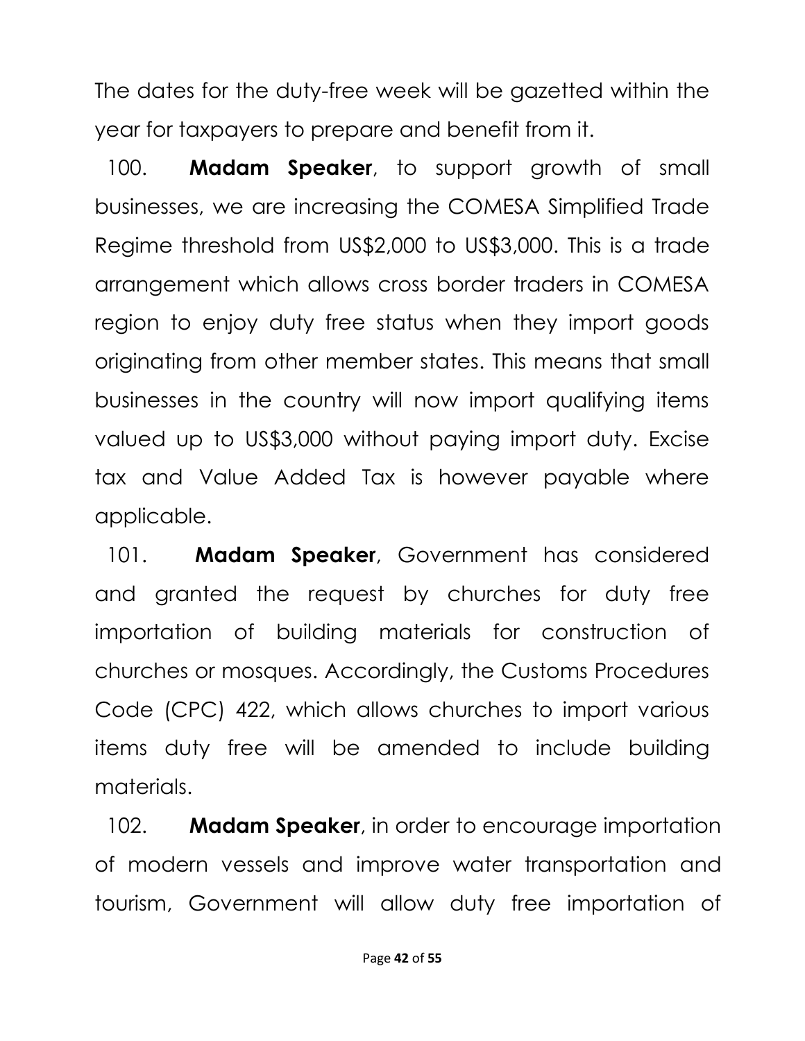The dates for the duty-free week will be gazetted within the year for taxpayers to prepare and benefit from it.

100. **Madam Speaker**, to support growth of small businesses, we are increasing the COMESA Simplified Trade Regime threshold from US$2,000 to US$3,000. This is a trade arrangement which allows cross border traders in COMESA region to enjoy duty free status when they import goods originating from other member states. This means that small businesses in the country will now import qualifying items valued up to US$3,000 without paying import duty. Excise tax and Value Added Tax is however payable where applicable.

101. **Madam Speaker**, Government has considered and granted the request by churches for duty free importation of building materials for construction of churches or mosques. Accordingly, the Customs Procedures Code (CPC) 422, which allows churches to import various items duty free will be amended to include building materials.

102. **Madam Speaker**, in order to encourage importation of modern vessels and improve water transportation and tourism, Government will allow duty free importation of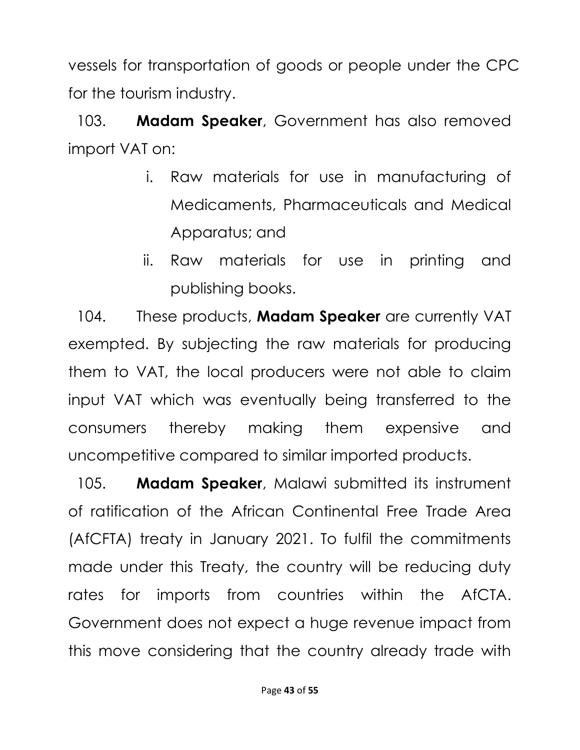vessels for transportation of goods or people under the CPC for the tourism industry.

103. **Madam Speaker**, Government has also removed import VAT on:

i. Raw materials for use in manufacturing of Medicaments, Pharmaceuticals and Medical Apparatus; and

ii. Raw materials for use in printing and publishing books.

104. These products, **Madam Speaker** are currently VAT exempted. By subjecting the raw materials for producing them to VAT, the local producers were not able to claim input VAT which was eventually being transferred to the consumers thereby making them expensive and uncompetitive compared to similar imported products.

105. **Madam Speaker**, Malawi submitted its instrument of ratification of the African Continental Free Trade Area (AfCFTA) treaty in January 2021. To fulfil the commitments made under this Treaty, the country will be reducing duty rates for imports from countries within the AfCTA. Government does not expect a huge revenue impact from this move considering that the country already trade with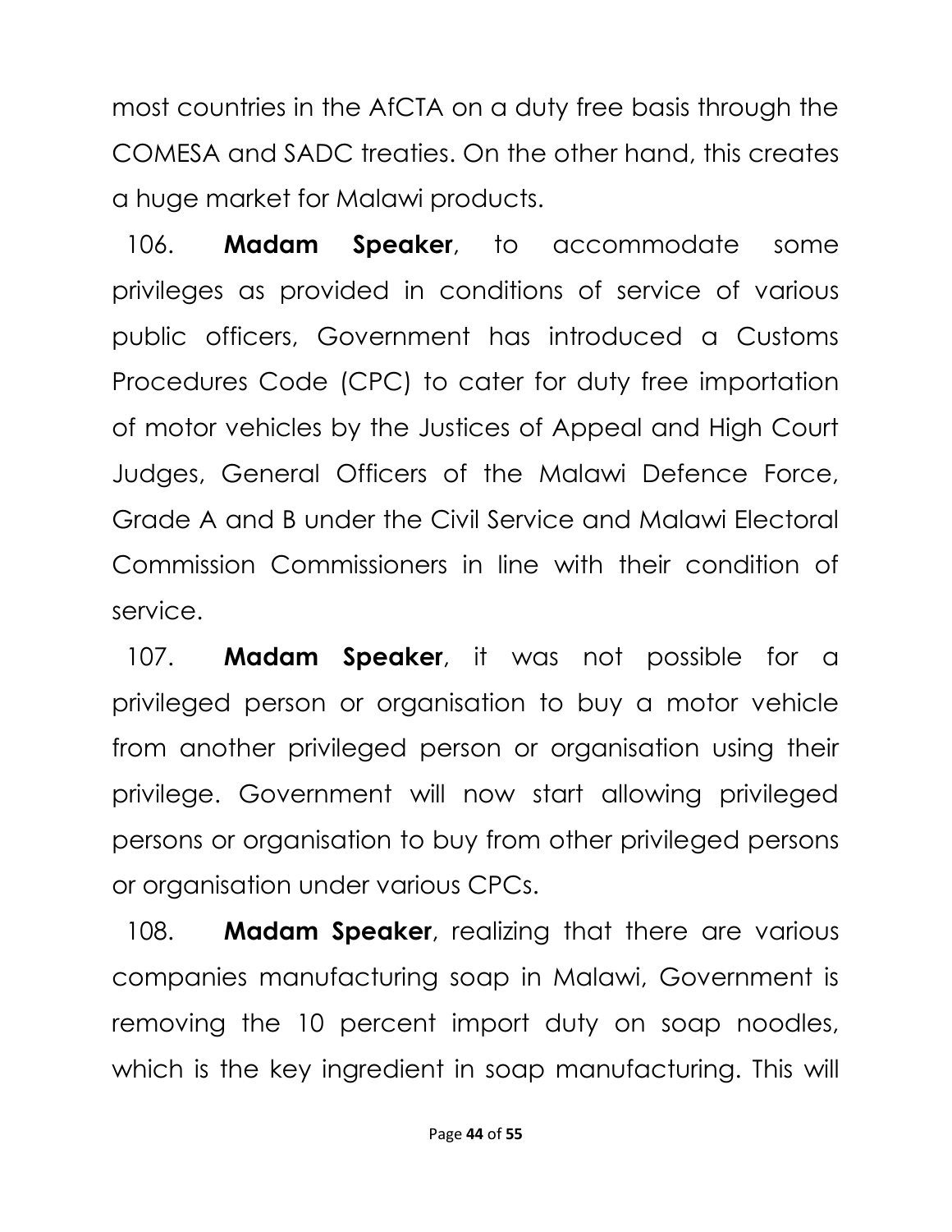most countries in the AfCTA on a duty free basis through the COMESA and SADC treaties. On the other hand, this creates a huge market for Malawi products.

106. **Madam Speaker**, to accommodate some privileges as provided in conditions of service of various public officers, Government has introduced a Customs Procedures Code (CPC) to cater for duty free importation of motor vehicles by the Justices of Appeal and High Court Judges, General Officers of the Malawi Defence Force, Grade A and B under the Civil Service and Malawi Electoral Commission Commissioners in line with their condition of service.

107. **Madam Speaker**, it was not possible for a privileged person or organisation to buy a motor vehicle from another privileged person or organisation using their privilege. Government will now start allowing privileged persons or organisation to buy from other privileged persons or organisation under various CPCs.

108. **Madam Speaker**, realizing that there are various companies manufacturing soap in Malawi, Government is removing the 10 percent import duty on soap noodles, which is the key ingredient in soap manufacturing. This will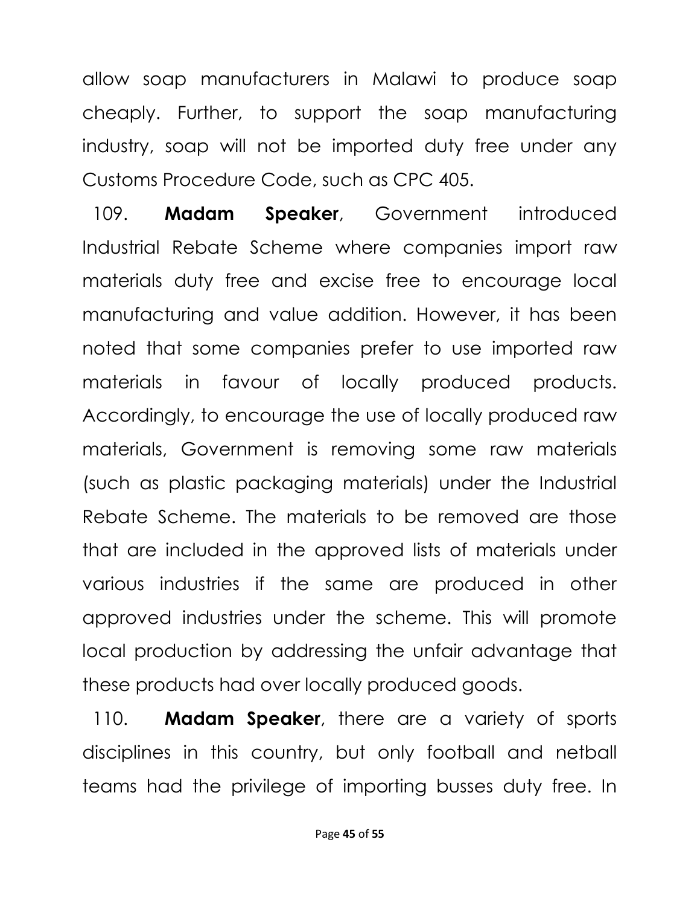allow soap manufacturers in Malawi to produce soap cheaply. Further, to support the soap manufacturing industry, soap will not be imported duty free under any Customs Procedure Code, such as CPC 405.

109. **Madam Speaker**, Government introduced Industrial Rebate Scheme where companies import raw materials duty free and excise free to encourage local manufacturing and value addition. However, it has been noted that some companies prefer to use imported raw materials in favour of locally produced products. Accordingly, to encourage the use of locally produced raw materials, Government is removing some raw materials (such as plastic packaging materials) under the Industrial Rebate Scheme. The materials to be removed are those that are included in the approved lists of materials under various industries if the same are produced in other approved industries under the scheme. This will promote local production by addressing the unfair advantage that these products had over locally produced goods.

110. **Madam Speaker**, there are a variety of sports disciplines in this country, but only football and netball teams had the privilege of importing busses duty free. In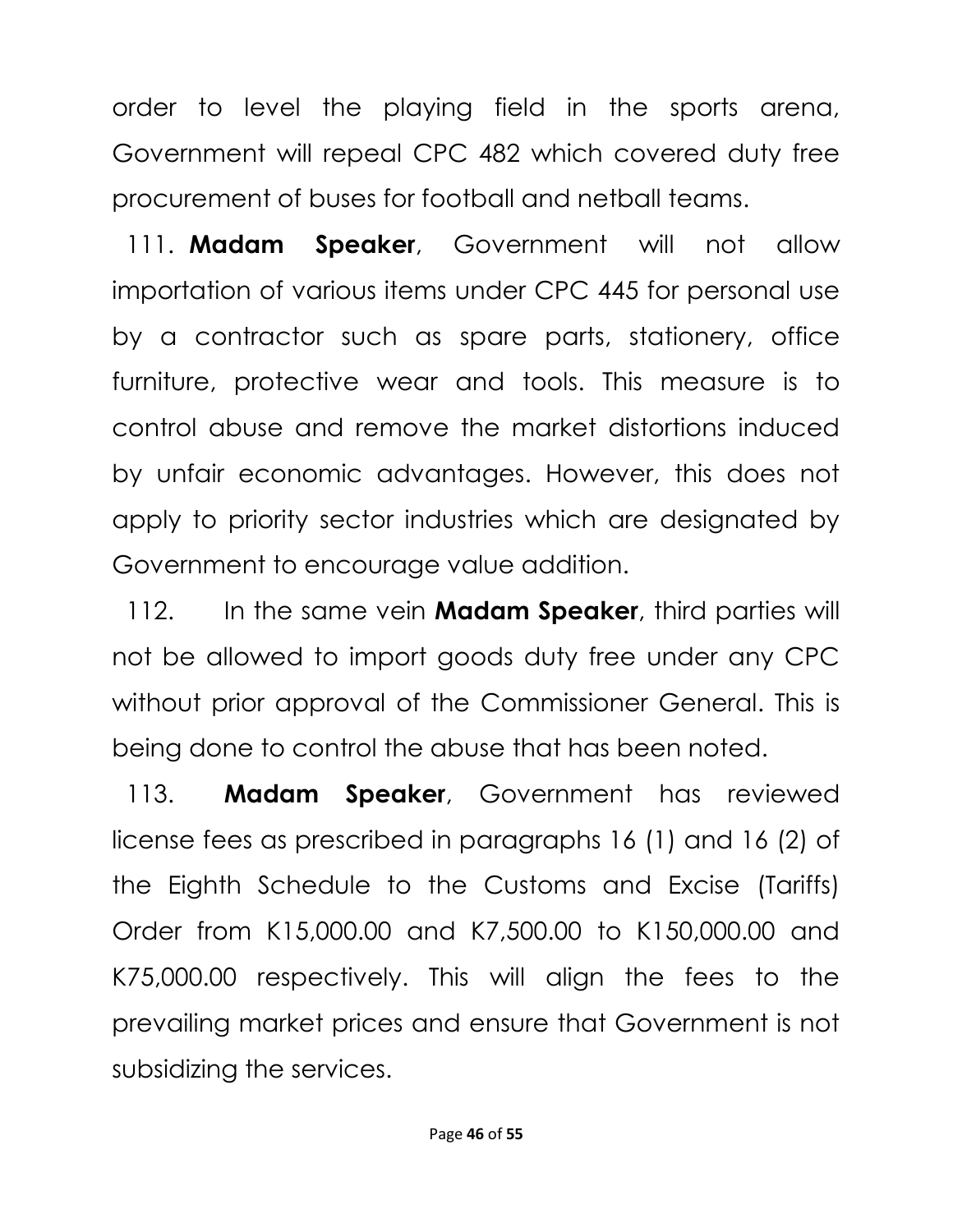order to level the playing field in the sports arena, Government will repeal CPC 482 which covered duty free procurement of buses for football and netball teams.

111. **Madam Speaker**, Government will not allow importation of various items under CPC 445 for personal use by a contractor such as spare parts, stationery, office furniture, protective wear and tools. This measure is to control abuse and remove the market distortions induced by unfair economic advantages. However, this does not apply to priority sector industries which are designated by Government to encourage value addition.

112. In the same vein **Madam Speaker**, third parties will not be allowed to import goods duty free under any CPC without prior approval of the Commissioner General. This is being done to control the abuse that has been noted.

113. **Madam Speaker**, Government has reviewed license fees as prescribed in paragraphs 16 (1) and 16 (2) of the Eighth Schedule to the Customs and Excise (Tariffs) Order from K15,000.00 and K7,500.00 to K150,000.00 and K75,000.00 respectively. This will align the fees to the prevailing market prices and ensure that Government is not subsidizing the services.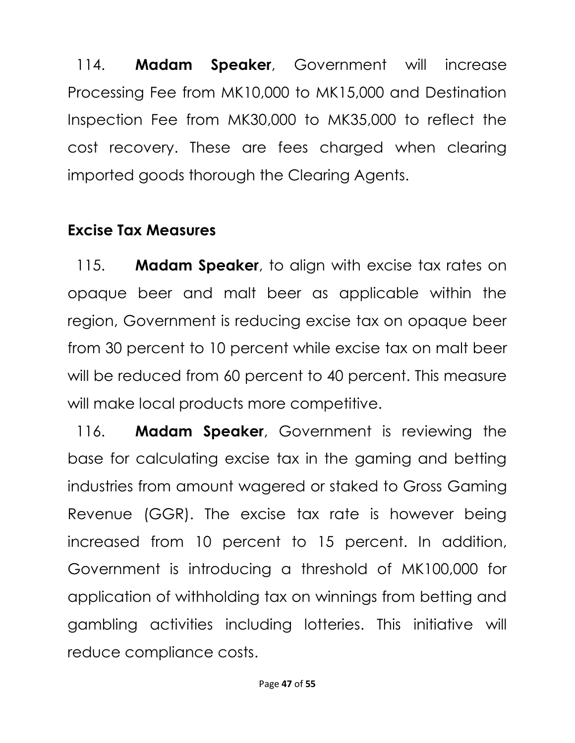114. **Madam Speaker**, Government will increase Processing Fee from MK10,000 to MK15,000 and Destination Inspection Fee from MK30,000 to MK35,000 to reflect the cost recovery. These are fees charged when clearing imported goods thorough the Clearing Agents.

## Excise Tax Measures

115. **Madam Speaker**, to align with excise tax rates on opaque beer and malt beer as applicable within the region, Government is reducing excise tax on opaque beer from 30 percent to 10 percent while excise tax on malt beer will be reduced from 60 percent to 40 percent. This measure will make local products more competitive.

116. **Madam Speaker**, Government is reviewing the base for calculating excise tax in the gaming and betting industries from amount wagered or staked to Gross Gaming Revenue (GGR). The excise tax rate is however being increased from 10 percent to 15 percent. In addition, Government is introducing a threshold of MK100,000 for application of withholding tax on winnings from betting and gambling activities including lotteries. This initiative will reduce compliance costs.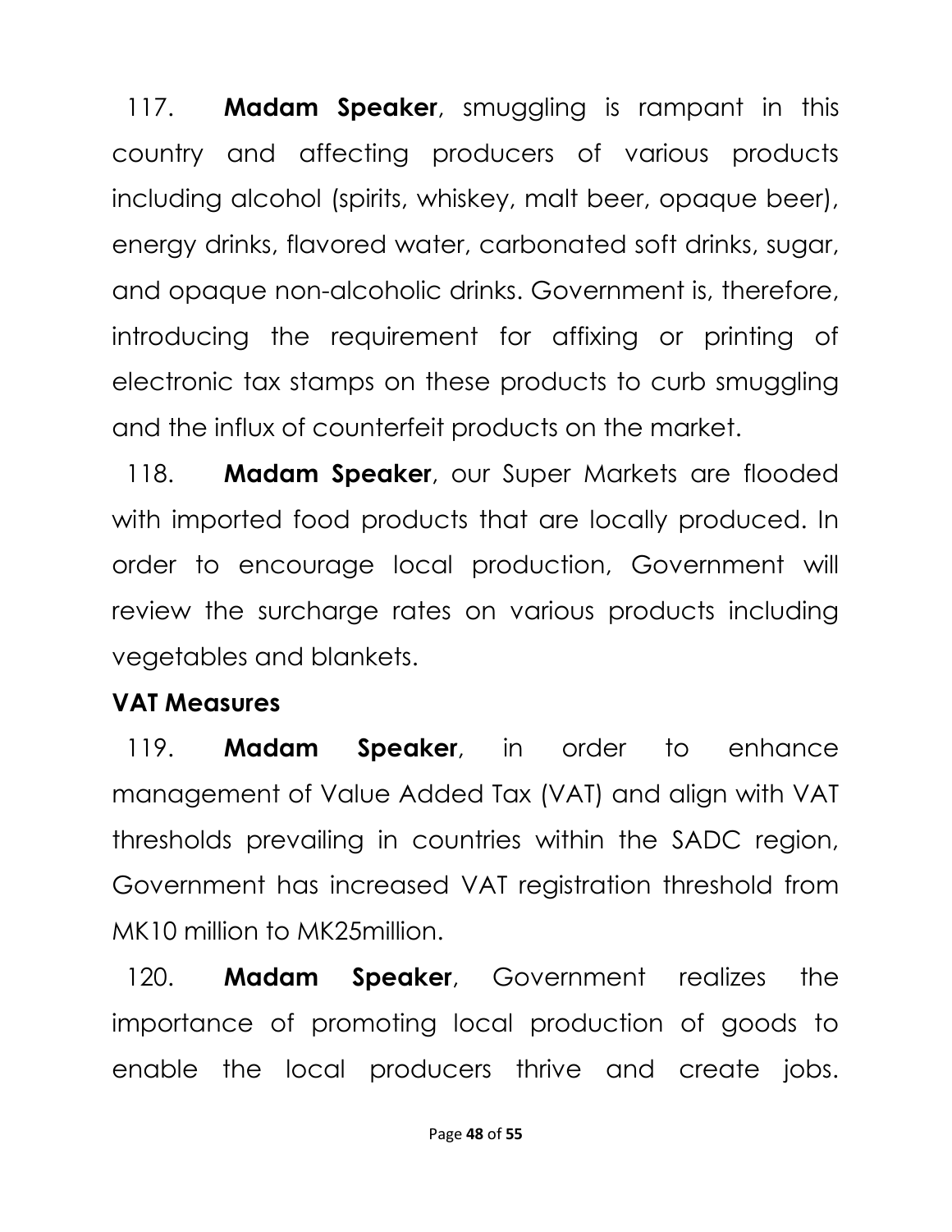117. **Madam Speaker**, smuggling is rampant in this country and affecting producers of various products including alcohol (spirits, whiskey, malt beer, opaque beer), energy drinks, flavored water, carbonated soft drinks, sugar, and opaque non-alcoholic drinks. Government is, therefore, introducing the requirement for affixing or printing of electronic tax stamps on these products to curb smuggling and the influx of counterfeit products on the market.

118. **Madam Speaker**, our Super Markets are flooded with imported food products that are locally produced. In order to encourage local production, Government will review the surcharge rates on various products including vegetables and blankets.

**VAT Measures**

119. **Madam Speaker**, in order to enhance management of Value Added Tax (VAT) and align with VAT thresholds prevailing in countries within the SADC region, Government has increased VAT registration threshold from MK10 million to MK25million.

120. **Madam Speaker**, Government realizes the importance of promoting local production of goods to enable the local producers thrive and create jobs.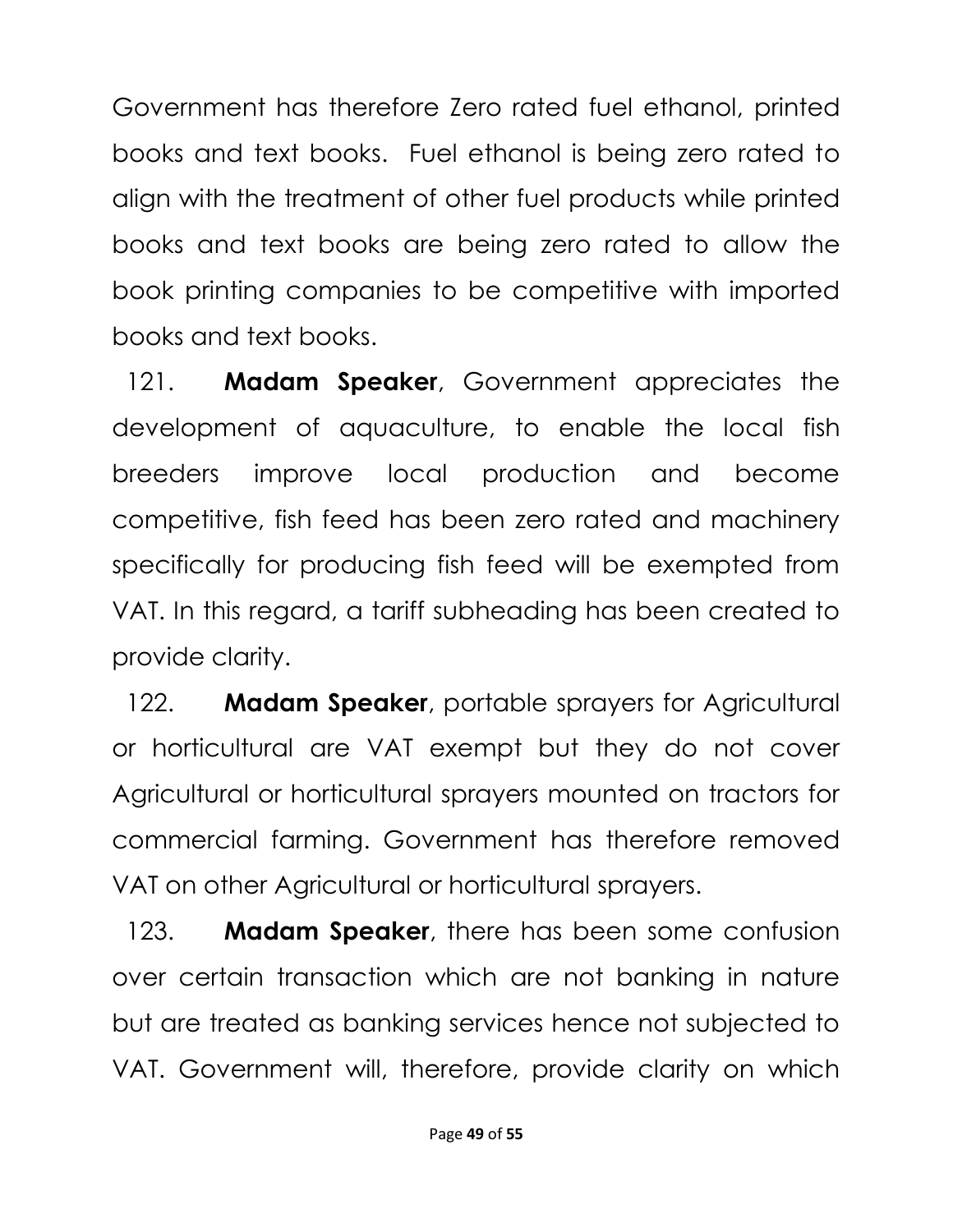Government has therefore Zero rated fuel ethanol, printed books and text books. Fuel ethanol is being zero rated to align with the treatment of other fuel products while printed books and text books are being zero rated to allow the book printing companies to be competitive with imported books and text books.

121. **Madam Speaker**, Government appreciates the development of aquaculture, to enable the local fish breeders improve local production and become competitive, fish feed has been zero rated and machinery specifically for producing fish feed will be exempted from VAT. In this regard, a tariff subheading has been created to provide clarity.

122. **Madam Speaker**, portable sprayers for Agricultural or horticultural are VAT exempt but they do not cover Agricultural or horticultural sprayers mounted on tractors for commercial farming. Government has therefore removed VAT on other Agricultural or horticultural sprayers.

123. **Madam Speaker**, there has been some confusion over certain transaction which are not banking in nature but are treated as banking services hence not subjected to VAT. Government will, therefore, provide clarity on which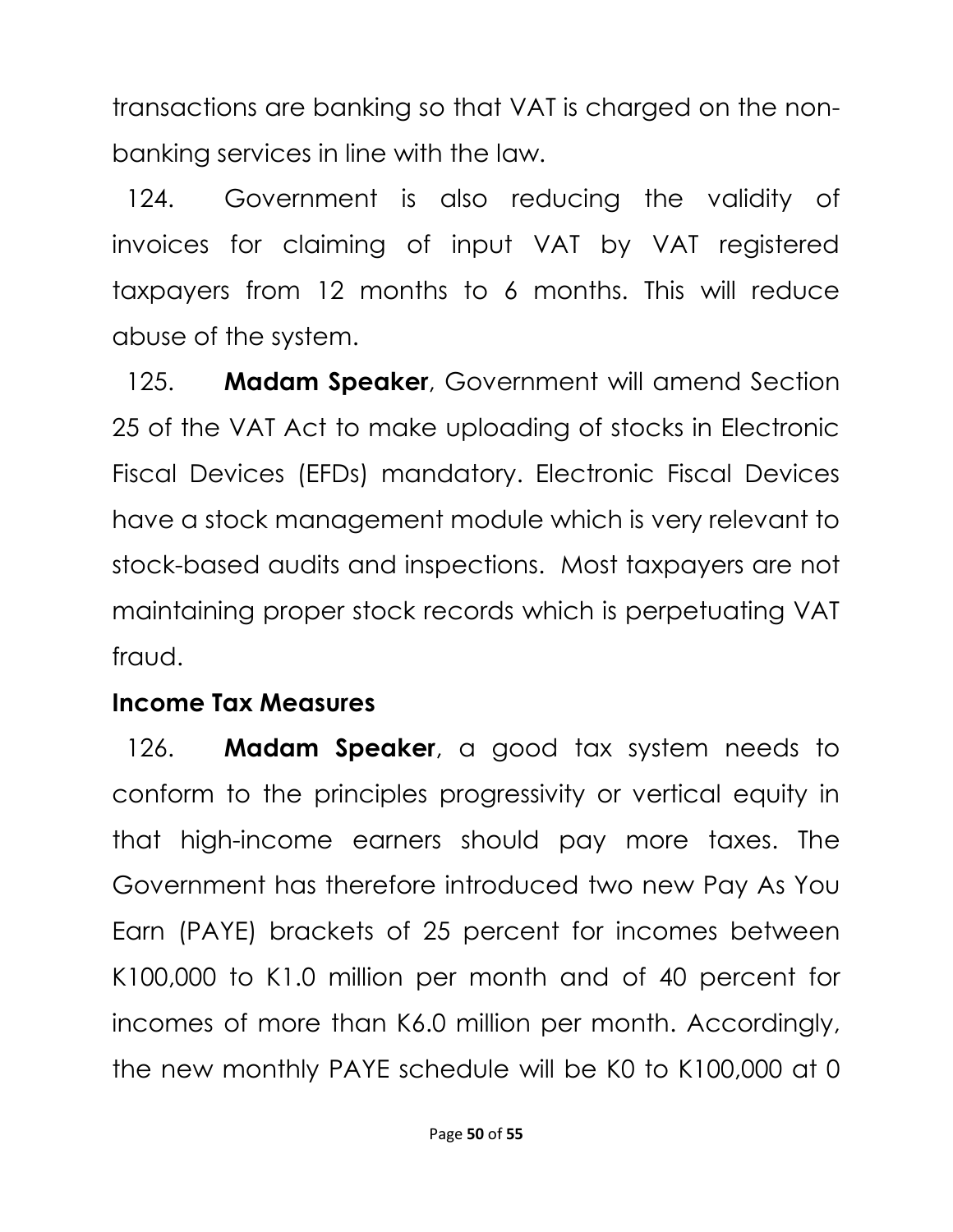transactions are banking so that VAT is charged on the non-banking services in line with the law.

124. Government is also reducing the validity of invoices for claiming of input VAT by VAT registered taxpayers from 12 months to 6 months. This will reduce abuse of the system.

125. **Madam Speaker**, Government will amend Section 25 of the VAT Act to make uploading of stocks in Electronic Fiscal Devices (EFDs) mandatory. Electronic Fiscal Devices have a stock management module which is very relevant to stock-based audits and inspections. Most taxpayers are not maintaining proper stock records which is perpetuating VAT fraud.

**Income Tax Measures**

126. **Madam Speaker**, a good tax system needs to conform to the principles progressivity or vertical equity in that high-income earners should pay more taxes. The Government has therefore introduced two new Pay As You Earn (PAYE) brackets of 25 percent for incomes between K100,000 to K1.0 million per month and of 40 percent for incomes of more than K6.0 million per month. Accordingly, the new monthly PAYE schedule will be K0 to K100,000 at 0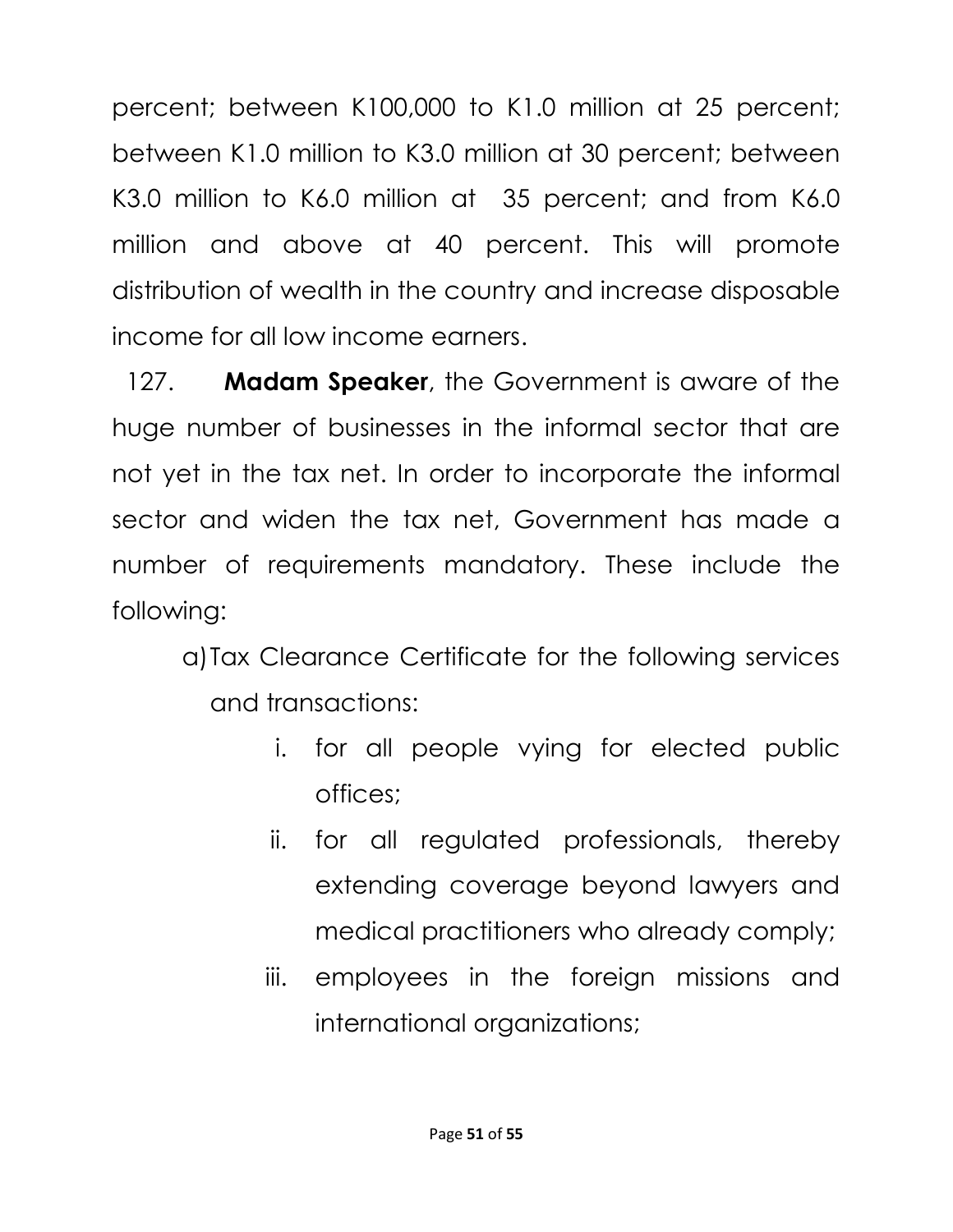percent; between K100,000 to K1.0 million at 25 percent; between K1.0 million to K3.0 million at 30 percent; between K3.0 million to K6.0 million at 35 percent; and from K6.0 million and above at 40 percent. This will promote distribution of wealth in the country and increase disposable income for all low income earners.

127. **Madam Speaker**, the Government is aware of the huge number of businesses in the informal sector that are not yet in the tax net. In order to incorporate the informal sector and widen the tax net, Government has made a number of requirements mandatory. These include the following:

a) Tax Clearance Certificate for the following services and transactions:

   i. for all people vying for elected public offices;

   ii. for all regulated professionals, thereby extending coverage beyond lawyers and medical practitioners who already comply;

   iii. employees in the foreign missions and international organizations;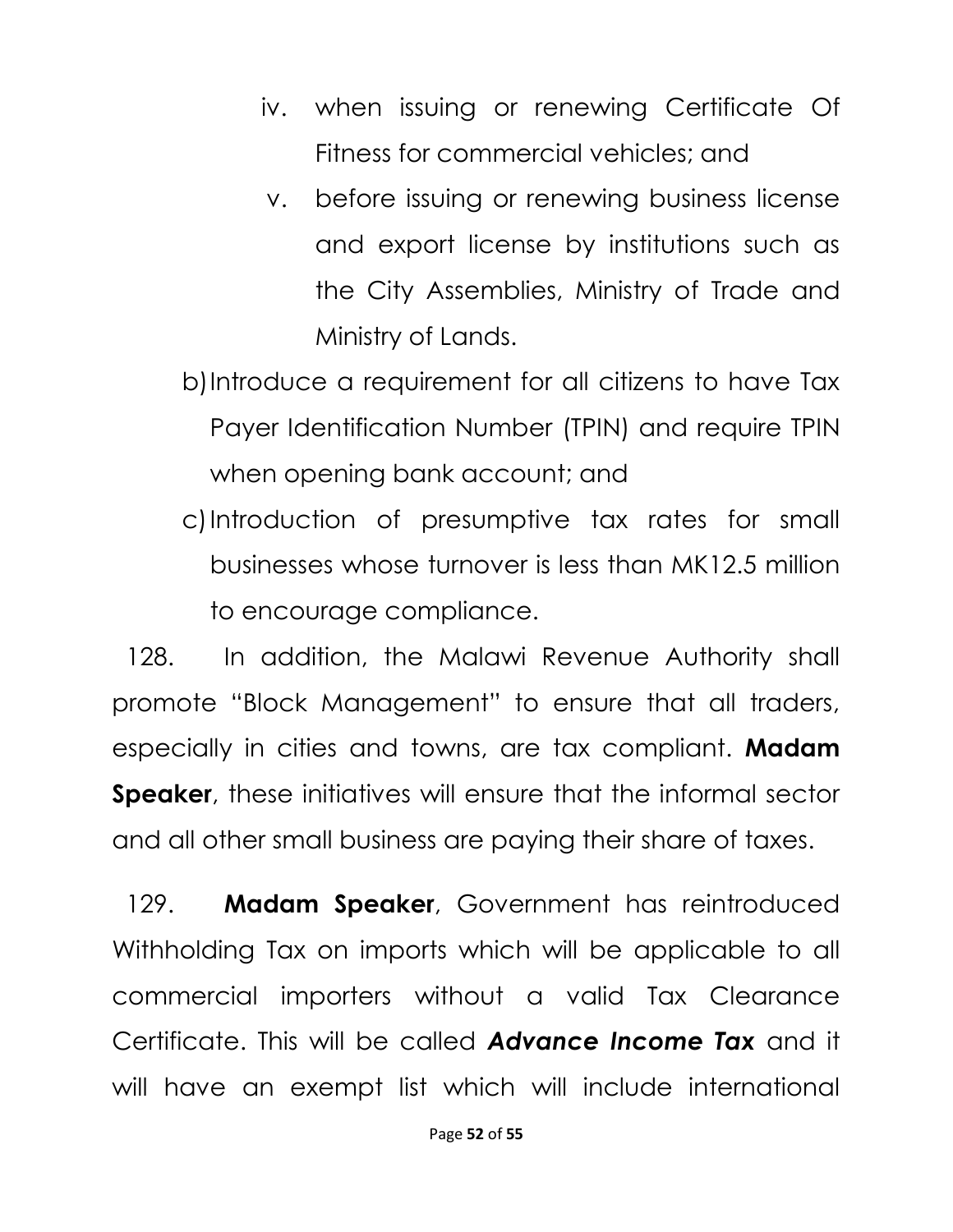iv. when issuing or renewing Certificate Of Fitness for commercial vehicles; and
v. before issuing or renewing business license and export license by institutions such as the City Assemblies, Ministry of Trade and Ministry of Lands.

b) Introduce a requirement for all citizens to have Tax Payer Identification Number (TPIN) and require TPIN when opening bank account; and

c) Introduction of presumptive tax rates for small businesses whose turnover is less than MK12.5 million to encourage compliance.

128. In addition, the Malawi Revenue Authority shall promote "Block Management" to ensure that all traders, especially in cities and towns, are tax compliant. **Madam Speaker**, these initiatives will ensure that the informal sector and all other small business are paying their share of taxes.

129. **Madam Speaker**, Government has reintroduced Withholding Tax on imports which will be applicable to all commercial importers without a valid Tax Clearance Certificate. This will be called ***Advance Income Tax*** and it will have an exempt list which will include international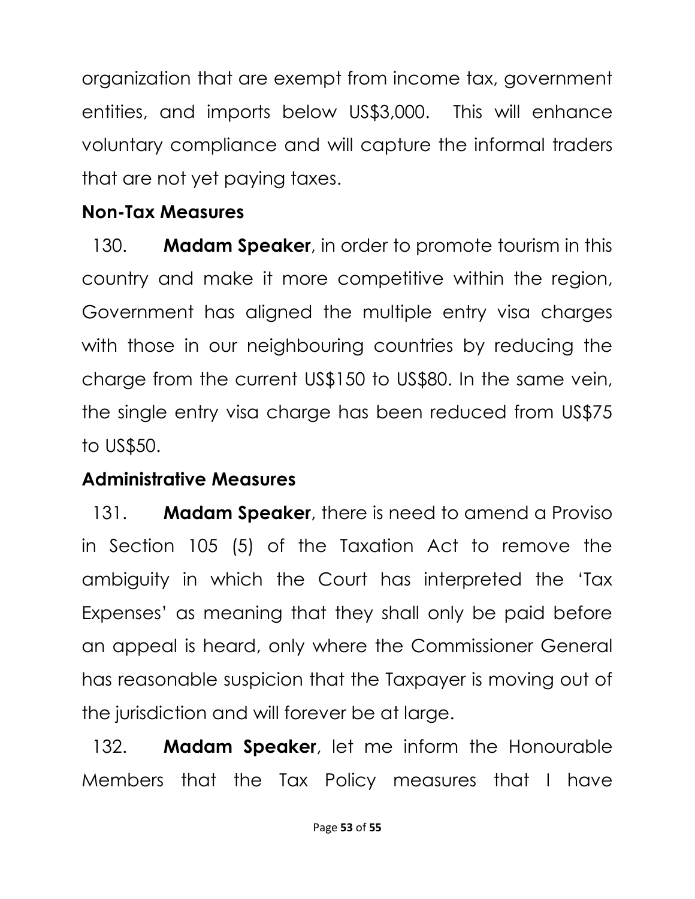organization that are exempt from income tax, government entities, and imports below US$3,000. This will enhance voluntary compliance and will capture the informal traders that are not yet paying taxes.

### Non-Tax Measures

130. **Madam Speaker**, in order to promote tourism in this country and make it more competitive within the region, Government has aligned the multiple entry visa charges with those in our neighbouring countries by reducing the charge from the current US$150 to US$80. In the same vein, the single entry visa charge has been reduced from US$75 to US$50.

### Administrative Measures

131. **Madam Speaker**, there is need to amend a Proviso in Section 105 (5) of the Taxation Act to remove the ambiguity in which the Court has interpreted the 'Tax Expenses' as meaning that they shall only be paid before an appeal is heard, only where the Commissioner General has reasonable suspicion that the Taxpayer is moving out of the jurisdiction and will forever be at large.

132. **Madam Speaker**, let me inform the Honourable Members that the Tax Policy measures that I have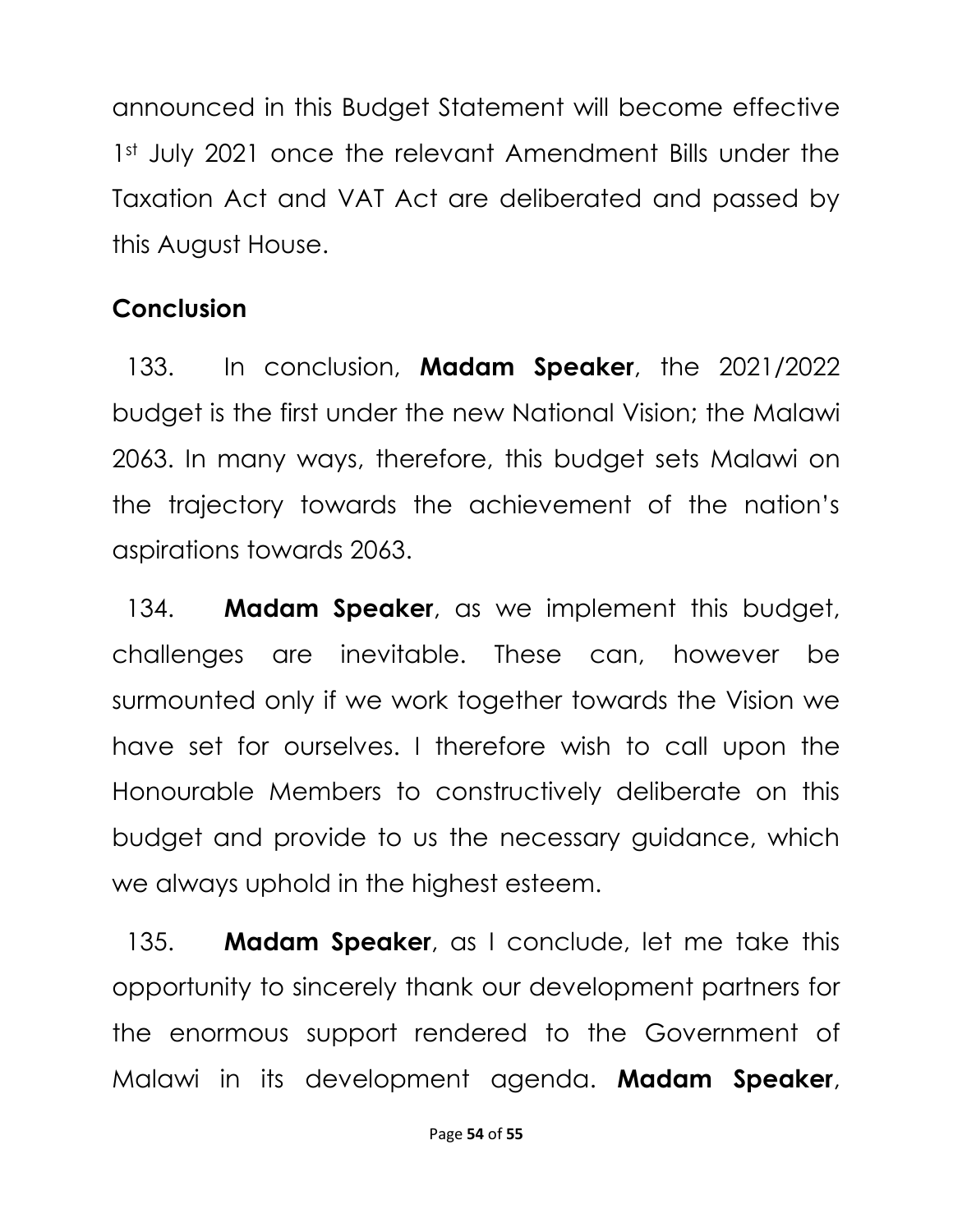announced in this Budget Statement will become effective 1st July 2021 once the relevant Amendment Bills under the Taxation Act and VAT Act are deliberated and passed by this August House.

## Conclusion

133. In conclusion, **Madam Speaker**, the 2021/2022 budget is the first under the new National Vision; the Malawi 2063. In many ways, therefore, this budget sets Malawi on the trajectory towards the achievement of the nation's aspirations towards 2063.

134. **Madam Speaker**, as we implement this budget, challenges are inevitable. These can, however be surmounted only if we work together towards the Vision we have set for ourselves. I therefore wish to call upon the Honourable Members to constructively deliberate on this budget and provide to us the necessary guidance, which we always uphold in the highest esteem.

135. **Madam Speaker**, as I conclude, let me take this opportunity to sincerely thank our development partners for the enormous support rendered to the Government of Malawi in its development agenda. **Madam Speaker**,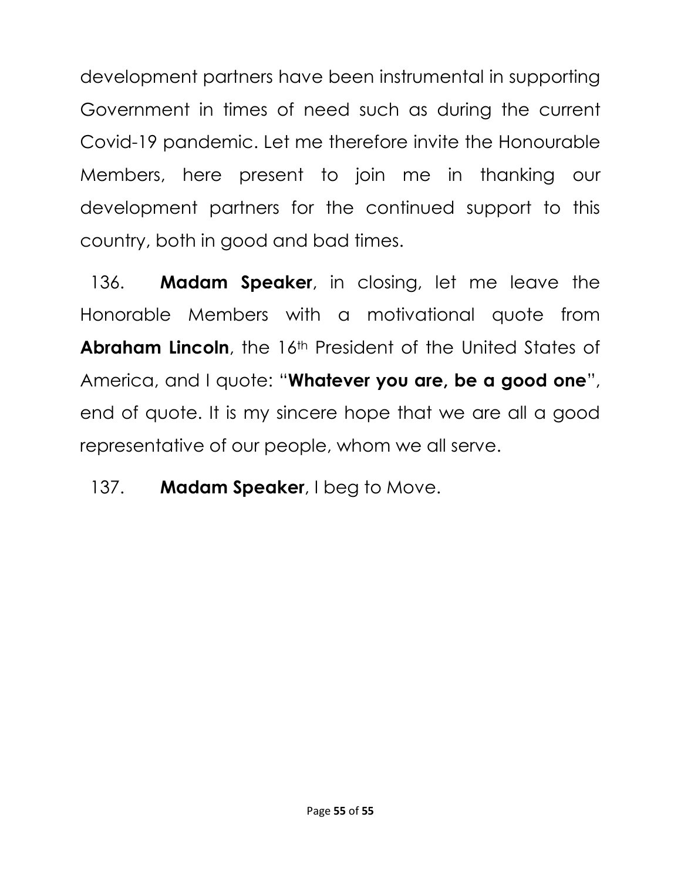development partners have been instrumental in supporting Government in times of need such as during the current Covid-19 pandemic. Let me therefore invite the Honourable Members, here present to join me in thanking our development partners for the continued support to this country, both in good and bad times.

136. **Madam Speaker**, in closing, let me leave the Honorable Members with a motivational quote from **Abraham Lincoln**, the 16th President of the United States of America, and I quote: "**Whatever you are, be a good one**", end of quote. It is my sincere hope that we are all a good representative of our people, whom we all serve.

137. **Madam Speaker**, I beg to Move.